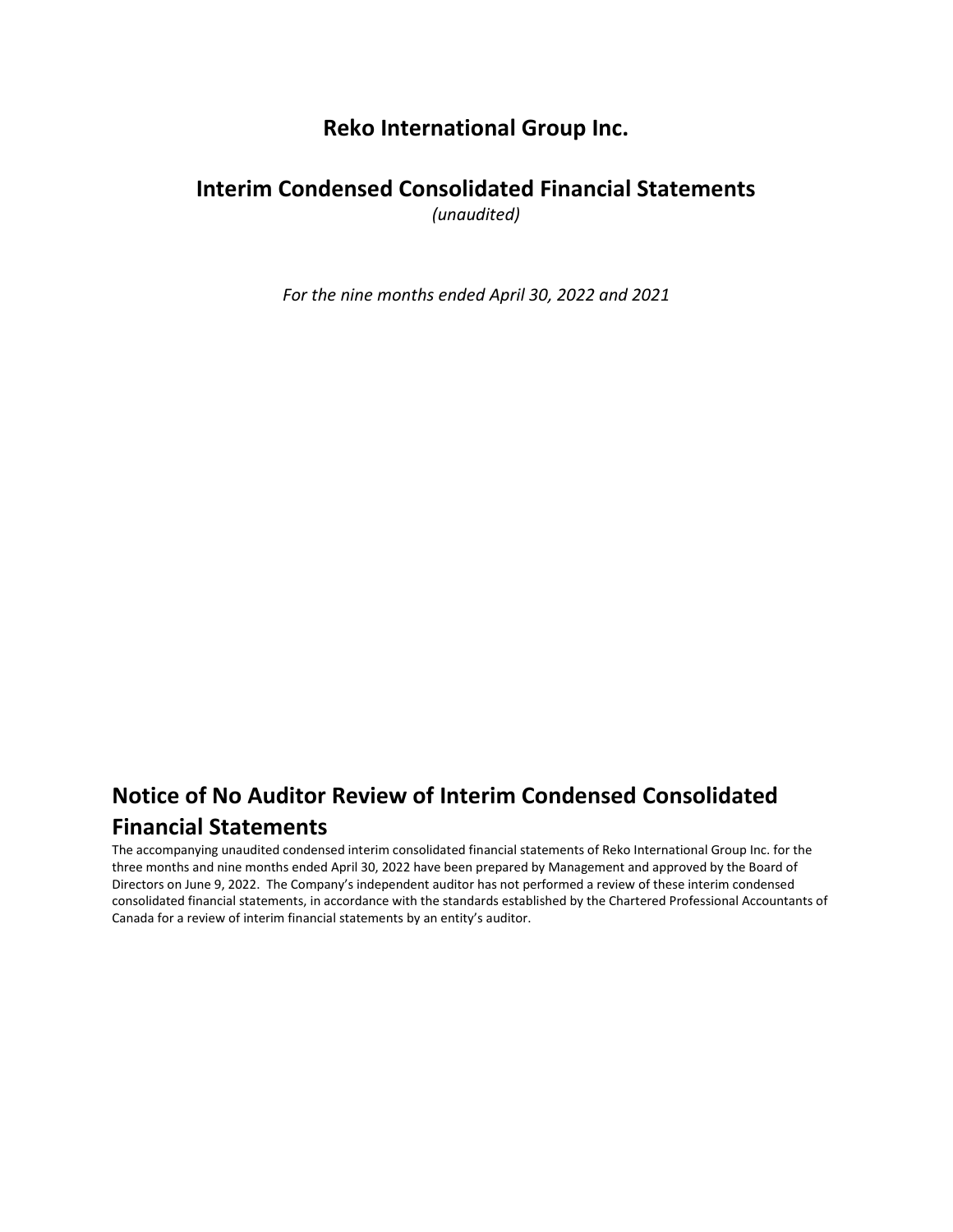# Reko International Group Inc.

## Interim Condensed Consolidated Financial Statements

*(unaudited)*

*For the nine months ended April 30, 2022 and 2021*

## Notice of No Auditor Review of Interim Condensed Consolidated Financial Statements

The accompanying unaudited condensed interim consolidated financial statements of Reko International Group Inc. for the three months and nine months ended April 30, 2022 have been prepared by Management and approved by the Board of Directors on June 9, 2022. The Company's independent auditor has not performed a review of these interim condensed consolidated financial statements, in accordance with the standards established by the Chartered Professional Accountants of Canada for a review of interim financial statements by an entity's auditor.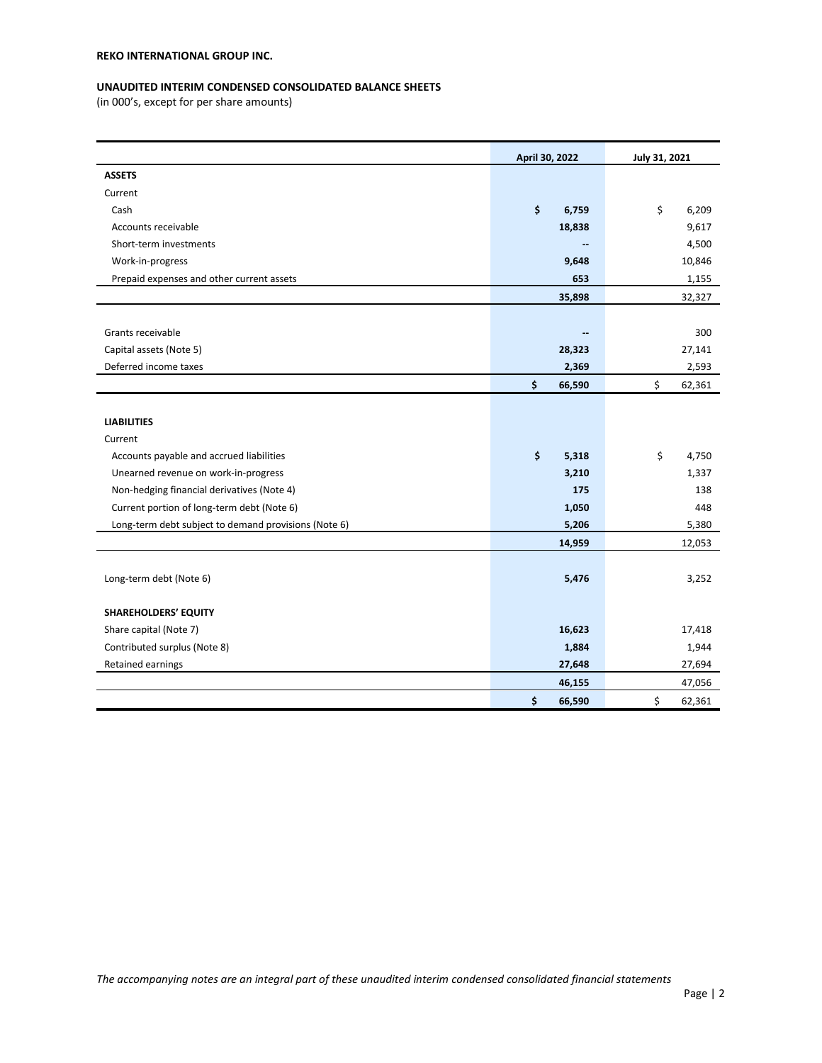**REKO INTERNATIONAL GROUP INC.**

**UNAUDITED INTERIM CONDENSED CONSOLIDATED BALANCE SHEETS**
(in 000's, except for per share amounts)

| | April 30, 2022 | July 31, 2021 |
|---|---|---|
| **ASSETS** | | |
| Current | | |
| Cash | $ 6,759 | $ 6,209 |
| Accounts receivable | 18,838 | 9,617 |
| Short-term investments | -- | 4,500 |
| Work-in-progress | 9,648 | 10,846 |
| Prepaid expenses and other current assets | 653 | 1,155 |
| | 35,898 | 32,327 |
| | | |
| Grants receivable | -- | 300 |
| Capital assets (Note 5) | 28,323 | 27,141 |
| Deferred income taxes | 2,369 | 2,593 |
| | $ 66,590 | $ 62,361 |
| | | |
| **LIABILITIES** | | |
| Current | | |
| Accounts payable and accrued liabilities | $ 5,318 | $ 4,750 |
| Unearned revenue on work-in-progress | 3,210 | 1,337 |
| Non-hedging financial derivatives (Note 4) | 175 | 138 |
| Current portion of long-term debt (Note 6) | 1,050 | 448 |
| Long-term debt subject to demand provisions (Note 6) | 5,206 | 5,380 |
| | 14,959 | 12,053 |
| | | |
| Long-term debt (Note 6) | 5,476 | 3,252 |
| | | |
| **SHAREHOLDERS' EQUITY** | | |
| Share capital (Note 7) | 16,623 | 17,418 |
| Contributed surplus (Note 8) | 1,884 | 1,944 |
| Retained earnings | 27,648 | 27,694 |
| | 46,155 | 47,056 |
| | $ 66,590 | $ 62,361 |

*The accompanying notes are an integral part of these unaudited interim condensed consolidated financial statements*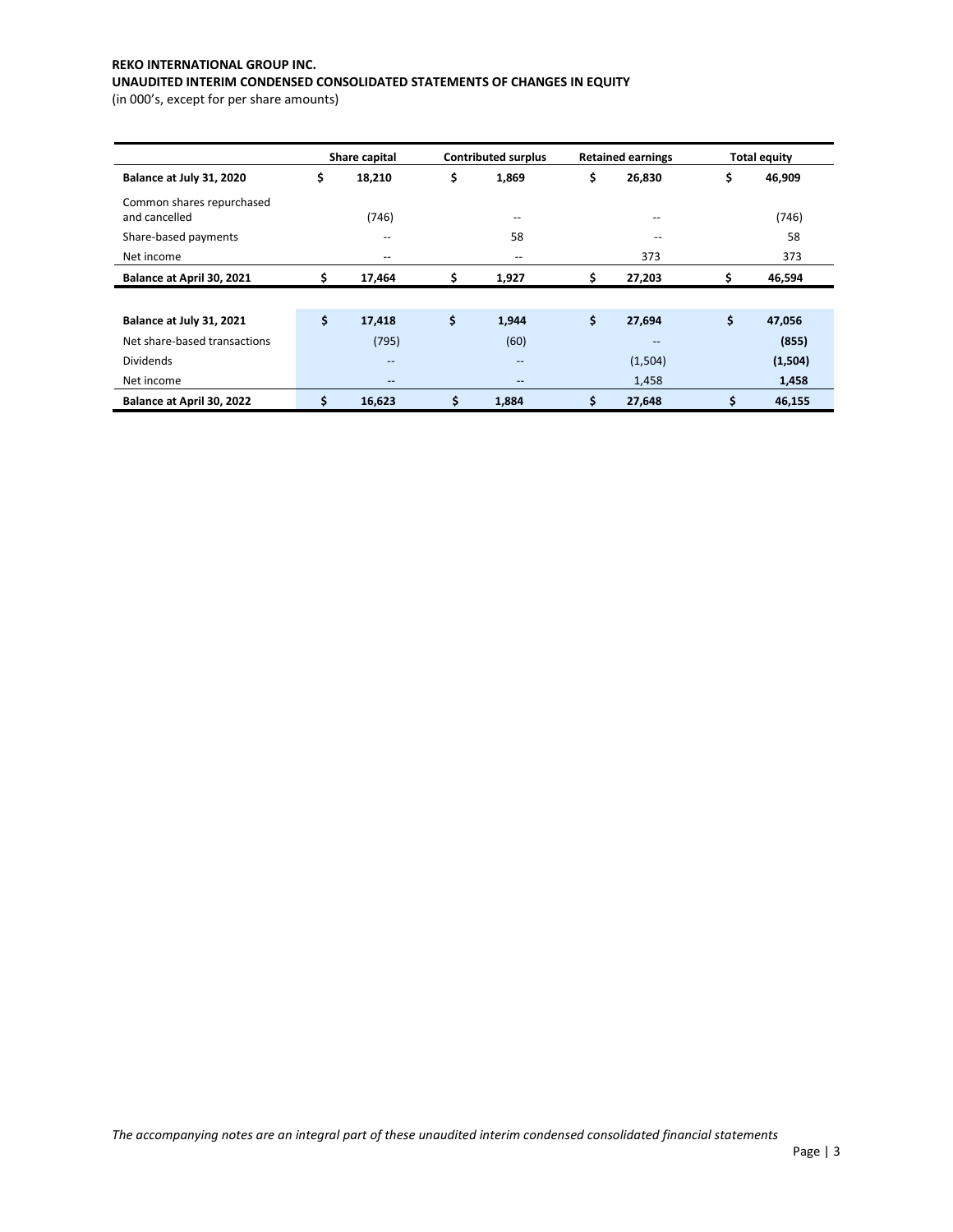**REKO INTERNATIONAL GROUP INC.**

**UNAUDITED INTERIM CONDENSED CONSOLIDATED STATEMENTS OF CHANGES IN EQUITY**

(in 000's, except for per share amounts)

| | Share capital | Contributed surplus | Retained earnings | Total equity |
|---|---|---|---|---|
| **Balance at July 31, 2020** | **$ 18,210** | **$ 1,869** | **$ 26,830** | **$ 46,909** |
| Common shares repurchased and cancelled | (746) | -- | -- | (746) |
| Share-based payments | -- | 58 | -- | 58 |
| Net income | -- | -- | 373 | 373 |
| **Balance at April 30, 2021** | **$ 17,464** | **$ 1,927** | **$ 27,203** | **$ 46,594** |
| | | | | |
| **Balance at July 31, 2021** | **$ 17,418** | **$ 1,944** | **$ 27,694** | **$ 47,056** |
| Net share-based transactions | (795) | (60) | -- | **(855)** |
| Dividends | -- | -- | (1,504) | **(1,504)** |
| Net income | -- | -- | 1,458 | **1,458** |
| **Balance at April 30, 2022** | **$ 16,623** | **$ 1,884** | **$ 27,648** | **$ 46,155** |

*The accompanying notes are an integral part of these unaudited interim condensed consolidated financial statements*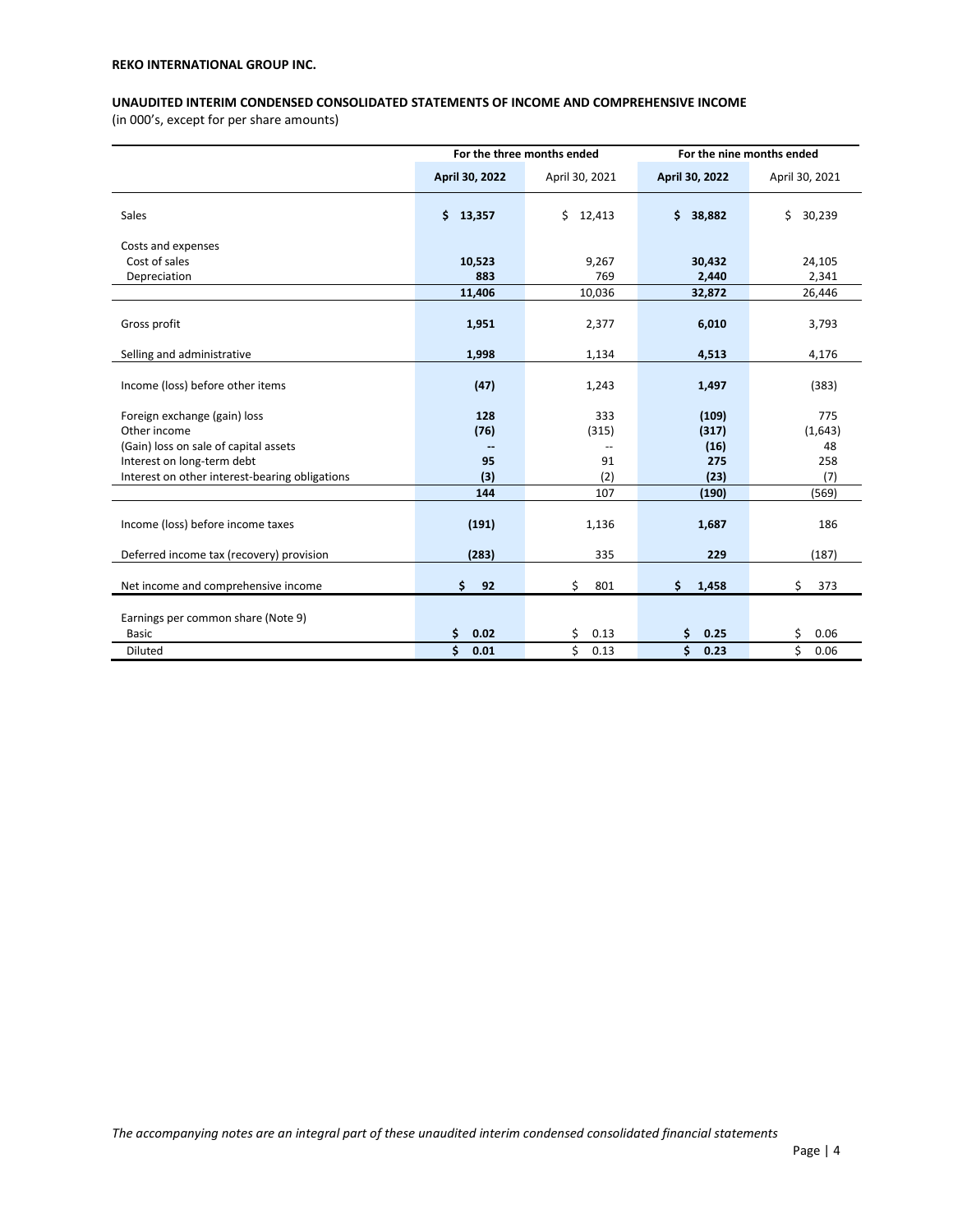**REKO INTERNATIONAL GROUP INC.**

**UNAUDITED INTERIM CONDENSED CONSOLIDATED STATEMENTS OF INCOME AND COMPREHENSIVE INCOME**

(in 000's, except for per share amounts)

| | For the three months ended | | For the nine months ended | |
|---|---|---|---|---|
| | **April 30, 2022** | April 30, 2021 | **April 30, 2022** | April 30, 2021 |
| Sales | **$ 13,357** | $ 12,413 | **$ 38,882** | $ 30,239 |
| Costs and expenses | | | | |
| Cost of sales | **10,523** | 9,267 | **30,432** | 24,105 |
| Depreciation | **883** | 769 | **2,440** | 2,341 |
| | **11,406** | 10,036 | **32,872** | 26,446 |
| Gross profit | **1,951** | 2,377 | **6,010** | 3,793 |
| Selling and administrative | **1,998** | 1,134 | **4,513** | 4,176 |
| Income (loss) before other items | **(47)** | 1,243 | **1,497** | (383) |
| Foreign exchange (gain) loss | **128** | 333 | **(109)** | 775 |
| Other income | **(76)** | (315) | **(317)** | (1,643) |
| (Gain) loss on sale of capital assets | **--** | -- | **(16)** | 48 |
| Interest on long-term debt | **95** | 91 | **275** | 258 |
| Interest on other interest-bearing obligations | **(3)** | (2) | **(23)** | (7) |
| | **144** | 107 | **(190)** | (569) |
| Income (loss) before income taxes | **(191)** | 1,136 | **1,687** | 186 |
| Deferred income tax (recovery) provision | **(283)** | 335 | **229** | (187) |
| Net income and comprehensive income | **$ 92** | $ 801 | **$ 1,458** | $ 373 |
| Earnings per common share (Note 9) | | | | |
| Basic | **$ 0.02** | $ 0.13 | **$ 0.25** | $ 0.06 |
| Diluted | **$ 0.01** | $ 0.13 | **$ 0.23** | $ 0.06 |

*The accompanying notes are an integral part of these unaudited interim condensed consolidated financial statements*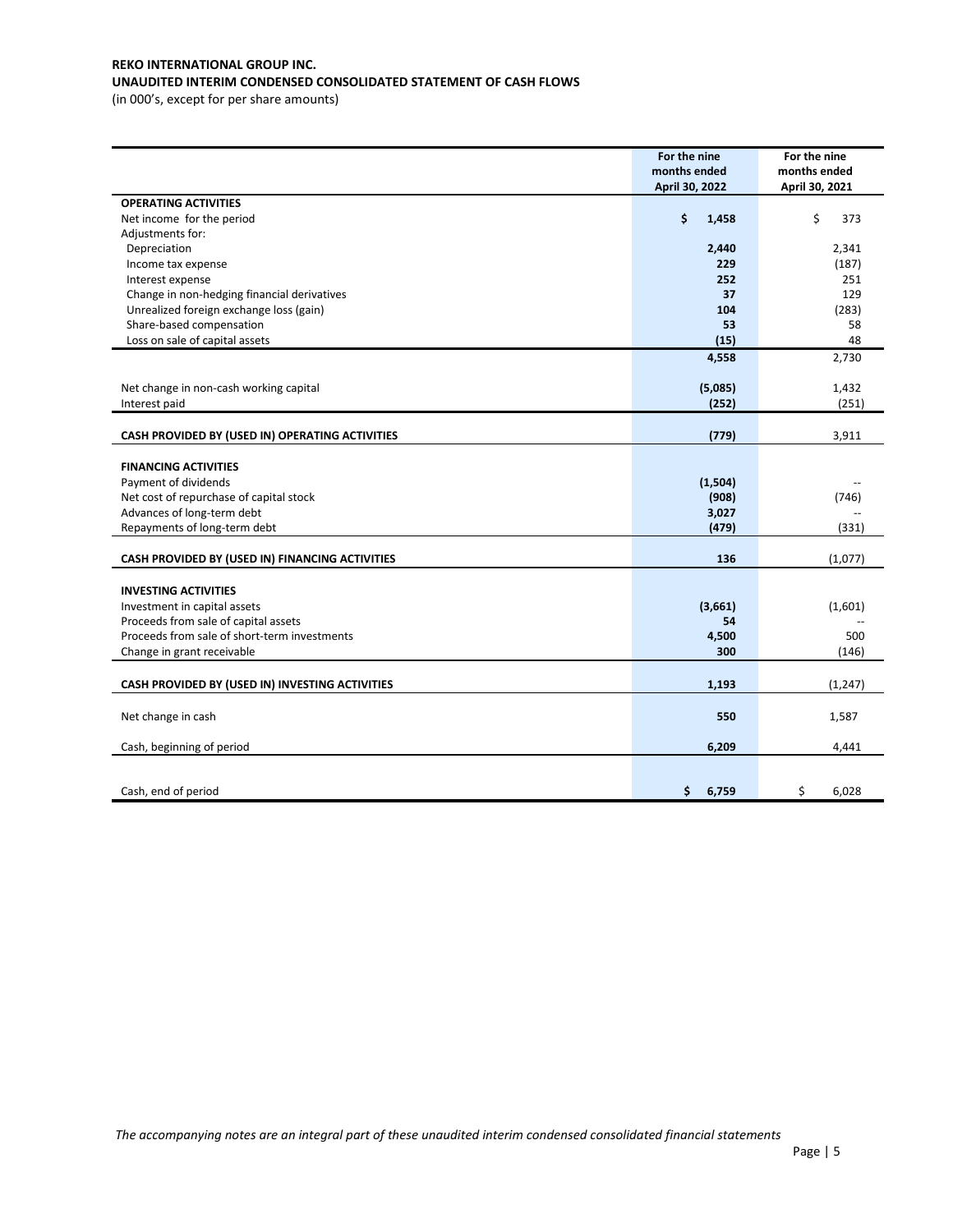**REKO INTERNATIONAL GROUP INC.**

**UNAUDITED INTERIM CONDENSED CONSOLIDATED STATEMENT OF CASH FLOWS**

(in 000's, except for per share amounts)

| | For the nine months ended April 30, 2022 | For the nine months ended April 30, 2021 |
|---|---|---|
| **OPERATING ACTIVITIES** | | |
| Net income for the period | **$ 1,458** | $ 373 |
| Adjustments for: | | |
| Depreciation | **2,440** | 2,341 |
| Income tax expense | **229** | (187) |
| Interest expense | **252** | 251 |
| Change in non-hedging financial derivatives | **37** | 129 |
| Unrealized foreign exchange loss (gain) | **104** | (283) |
| Share-based compensation | **53** | 58 |
| Loss on sale of capital assets | **(15)** | 48 |
| | **4,558** | 2,730 |
| Net change in non-cash working capital | **(5,085)** | 1,432 |
| Interest paid | **(252)** | (251) |
| **CASH PROVIDED BY (USED IN) OPERATING ACTIVITIES** | **(779)** | 3,911 |
| **FINANCING ACTIVITIES** | | |
| Payment of dividends | **(1,504)** | -- |
| Net cost of repurchase of capital stock | **(908)** | (746) |
| Advances of long-term debt | **3,027** | -- |
| Repayments of long-term debt | **(479)** | (331) |
| **CASH PROVIDED BY (USED IN) FINANCING ACTIVITIES** | **136** | (1,077) |
| **INVESTING ACTIVITIES** | | |
| Investment in capital assets | **(3,661)** | (1,601) |
| Proceeds from sale of capital assets | **54** | -- |
| Proceeds from sale of short-term investments | **4,500** | 500 |
| Change in grant receivable | **300** | (146) |
| **CASH PROVIDED BY (USED IN) INVESTING ACTIVITIES** | **1,193** | (1,247) |
| Net change in cash | **550** | 1,587 |
| Cash, beginning of period | **6,209** | 4,441 |
| Cash, end of period | **$ 6,759** | $ 6,028 |

*The accompanying notes are an integral part of these unaudited interim condensed consolidated financial statements*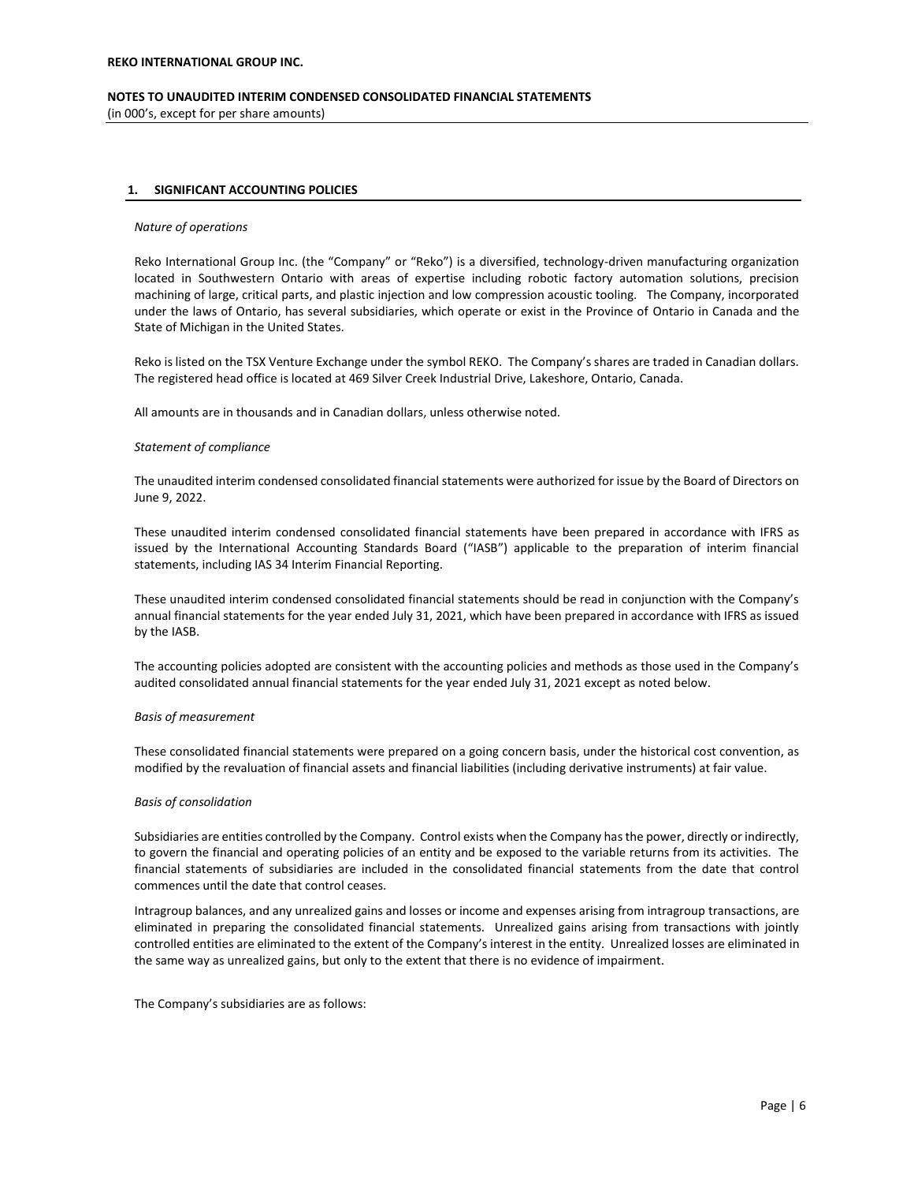## 1. SIGNIFICANT ACCOUNTING POLICIES

*Nature of operations*

Reko International Group Inc. (the "Company" or "Reko") is a diversified, technology-driven manufacturing organization located in Southwestern Ontario with areas of expertise including robotic factory automation solutions, precision machining of large, critical parts, and plastic injection and low compression acoustic tooling. The Company, incorporated under the laws of Ontario, has several subsidiaries, which operate or exist in the Province of Ontario in Canada and the State of Michigan in the United States.

Reko is listed on the TSX Venture Exchange under the symbol REKO. The Company's shares are traded in Canadian dollars. The registered head office is located at 469 Silver Creek Industrial Drive, Lakeshore, Ontario, Canada.

All amounts are in thousands and in Canadian dollars, unless otherwise noted.

*Statement of compliance*

The unaudited interim condensed consolidated financial statements were authorized for issue by the Board of Directors on June 9, 2022.

These unaudited interim condensed consolidated financial statements have been prepared in accordance with IFRS as issued by the International Accounting Standards Board ("IASB") applicable to the preparation of interim financial statements, including IAS 34 Interim Financial Reporting.

These unaudited interim condensed consolidated financial statements should be read in conjunction with the Company's annual financial statements for the year ended July 31, 2021, which have been prepared in accordance with IFRS as issued by the IASB.

The accounting policies adopted are consistent with the accounting policies and methods as those used in the Company's audited consolidated annual financial statements for the year ended July 31, 2021 except as noted below.

*Basis of measurement*

These consolidated financial statements were prepared on a going concern basis, under the historical cost convention, as modified by the revaluation of financial assets and financial liabilities (including derivative instruments) at fair value.

*Basis of consolidation*

Subsidiaries are entities controlled by the Company. Control exists when the Company has the power, directly or indirectly, to govern the financial and operating policies of an entity and be exposed to the variable returns from its activities. The financial statements of subsidiaries are included in the consolidated financial statements from the date that control commences until the date that control ceases.

Intragroup balances, and any unrealized gains and losses or income and expenses arising from intragroup transactions, are eliminated in preparing the consolidated financial statements. Unrealized gains arising from transactions with jointly controlled entities are eliminated to the extent of the Company's interest in the entity. Unrealized losses are eliminated in the same way as unrealized gains, but only to the extent that there is no evidence of impairment.

The Company's subsidiaries are as follows: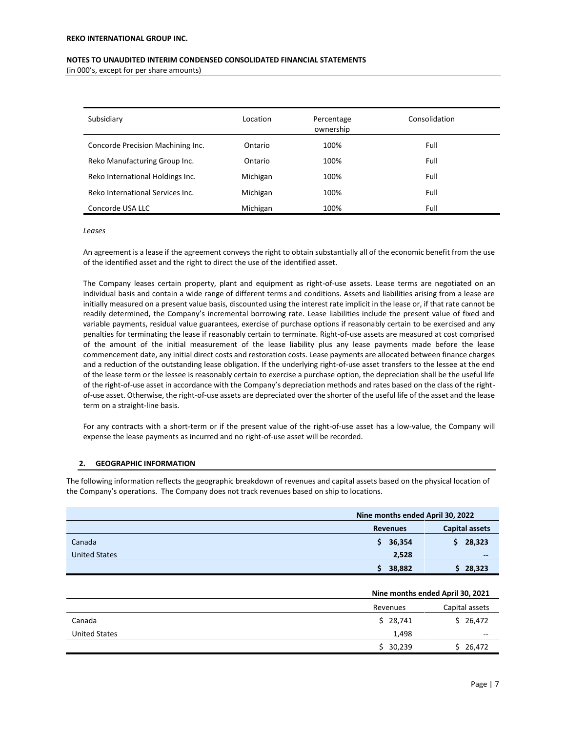| Subsidiary | Location | Percentage ownership | Consolidation |
|---|---|---|---|
| Concorde Precision Machining Inc. | Ontario | 100% | Full |
| Reko Manufacturing Group Inc. | Ontario | 100% | Full |
| Reko International Holdings Inc. | Michigan | 100% | Full |
| Reko International Services Inc. | Michigan | 100% | Full |
| Concorde USA LLC | Michigan | 100% | Full |

*Leases*

An agreement is a lease if the agreement conveys the right to obtain substantially all of the economic benefit from the use of the identified asset and the right to direct the use of the identified asset.

The Company leases certain property, plant and equipment as right-of-use assets. Lease terms are negotiated on an individual basis and contain a wide range of different terms and conditions. Assets and liabilities arising from a lease are initially measured on a present value basis, discounted using the interest rate implicit in the lease or, if that rate cannot be readily determined, the Company's incremental borrowing rate. Lease liabilities include the present value of fixed and variable payments, residual value guarantees, exercise of purchase options if reasonably certain to be exercised and any penalties for terminating the lease if reasonably certain to terminate. Right-of-use assets are measured at cost comprised of the amount of the initial measurement of the lease liability plus any lease payments made before the lease commencement date, any initial direct costs and restoration costs. Lease payments are allocated between finance charges and a reduction of the outstanding lease obligation. If the underlying right-of-use asset transfers to the lessee at the end of the lease term or the lessee is reasonably certain to exercise a purchase option, the depreciation shall be the useful life of the right-of-use asset in accordance with the Company's depreciation methods and rates based on the class of the right-of-use asset. Otherwise, the right-of-use assets are depreciated over the shorter of the useful life of the asset and the lease term on a straight-line basis.

For any contracts with a short-term or if the present value of the right-of-use asset has a low-value, the Company will expense the lease payments as incurred and no right-of-use asset will be recorded.

## 2. GEOGRAPHIC INFORMATION

The following information reflects the geographic breakdown of revenues and capital assets based on the physical location of the Company's operations. The Company does not track revenues based on ship to locations.

| | **Nine months ended April 30, 2022** | |
|---|---|---|
| | **Revenues** | **Capital assets** |
| Canada | **$ 36,354** | **$ 28,323** |
| United States | **2,528** | **--** |
| | **$ 38,882** | **$ 28,323** |

| | **Nine months ended April 30, 2021** | |
|---|---|---|
| | Revenues | Capital assets |
| Canada | $ 28,741 | $ 26,472 |
| United States | 1,498 | -- |
| | $ 30,239 | $ 26,472 |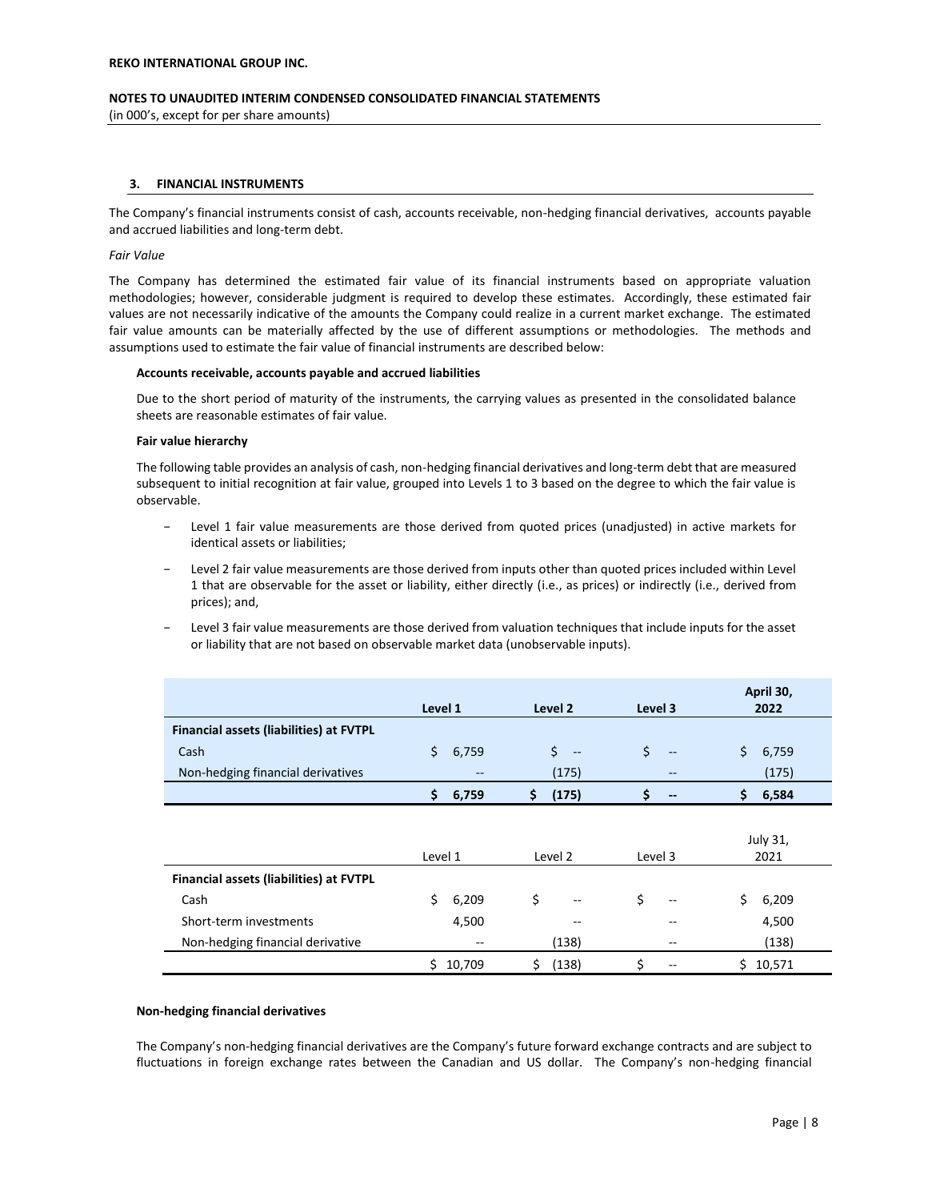### 3. FINANCIAL INSTRUMENTS

The Company's financial instruments consist of cash, accounts receivable, non-hedging financial derivatives, accounts payable and accrued liabilities and long-term debt.

*Fair Value*

The Company has determined the estimated fair value of its financial instruments based on appropriate valuation methodologies; however, considerable judgment is required to develop these estimates. Accordingly, these estimated fair values are not necessarily indicative of the amounts the Company could realize in a current market exchange. The estimated fair value amounts can be materially affected by the use of different assumptions or methodologies. The methods and assumptions used to estimate the fair value of financial instruments are described below:

**Accounts receivable, accounts payable and accrued liabilities**

Due to the short period of maturity of the instruments, the carrying values as presented in the consolidated balance sheets are reasonable estimates of fair value.

**Fair value hierarchy**

The following table provides an analysis of cash, non-hedging financial derivatives and long-term debt that are measured subsequent to initial recognition at fair value, grouped into Levels 1 to 3 based on the degree to which the fair value is observable.

- Level 1 fair value measurements are those derived from quoted prices (unadjusted) in active markets for identical assets or liabilities;
- Level 2 fair value measurements are those derived from inputs other than quoted prices included within Level 1 that are observable for the asset or liability, either directly (i.e., as prices) or indirectly (i.e., derived from prices); and,
- Level 3 fair value measurements are those derived from valuation techniques that include inputs for the asset or liability that are not based on observable market data (unobservable inputs).

| | Level 1 | Level 2 | Level 3 | April 30, 2022 |
|---|---|---|---|---|
| **Financial assets (liabilities) at FVTPL** | | | | |
| Cash | $ 6,759 | $ -- | $ -- | $ 6,759 |
| Non-hedging financial derivatives | -- | (175) | -- | (175) |
| | **$ 6,759** | **$ (175)** | **$ --** | **$ 6,584** |

| | Level 1 | Level 2 | Level 3 | July 31, 2021 |
|---|---|---|---|---|
| **Financial assets (liabilities) at FVTPL** | | | | |
| Cash | $ 6,209 | $ -- | $ -- | $ 6,209 |
| Short-term investments | 4,500 | -- | -- | 4,500 |
| Non-hedging financial derivative | -- | (138) | -- | (138) |
| | $ 10,709 | $ (138) | $ -- | $ 10,571 |

**Non-hedging financial derivatives**

The Company's non-hedging financial derivatives are the Company's future forward exchange contracts and are subject to fluctuations in foreign exchange rates between the Canadian and US dollar. The Company's non-hedging financial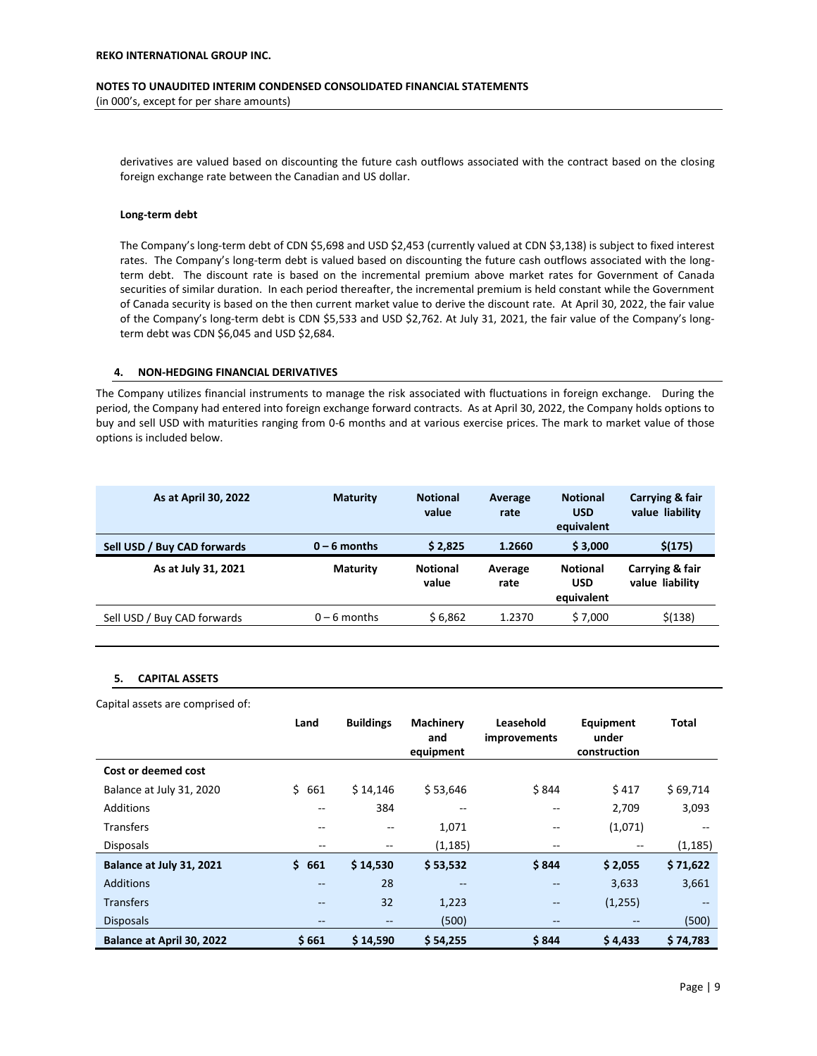derivatives are valued based on discounting the future cash outflows associated with the contract based on the closing foreign exchange rate between the Canadian and US dollar.

**Long-term debt**

The Company's long-term debt of CDN $5,698 and USD $2,453 (currently valued at CDN $3,138) is subject to fixed interest rates. The Company's long-term debt is valued based on discounting the future cash outflows associated with the long-term debt. The discount rate is based on the incremental premium above market rates for Government of Canada securities of similar duration. In each period thereafter, the incremental premium is held constant while the Government of Canada security is based on the then current market value to derive the discount rate. At April 30, 2022, the fair value of the Company's long-term debt is CDN $5,533 and USD $2,762. At July 31, 2021, the fair value of the Company's long-term debt was CDN $6,045 and USD $2,684.

## 4. NON-HEDGING FINANCIAL DERIVATIVES

The Company utilizes financial instruments to manage the risk associated with fluctuations in foreign exchange. During the period, the Company had entered into foreign exchange forward contracts. As at April 30, 2022, the Company holds options to buy and sell USD with maturities ranging from 0-6 months and at various exercise prices. The mark to market value of those options is included below.

| As at April 30, 2022 | Maturity | Notional value | Average rate | Notional USD equivalent | Carrying & fair value liability |
|---|---|---|---|---|---|
| **Sell USD / Buy CAD forwards** | **0 – 6 months** | **$ 2,825** | **1.2660** | **$ 3,000** | **$(175)** |
| **As at July 31, 2021** | **Maturity** | **Notional value** | **Average rate** | **Notional USD equivalent** | **Carrying & fair value liability** |
| Sell USD / Buy CAD forwards | 0 – 6 months | $ 6,862 | 1.2370 | $ 7,000 | $(138) |

## 5. CAPITAL ASSETS

Capital assets are comprised of:

| | Land | Buildings | Machinery and equipment | Leasehold improvements | Equipment under construction | Total |
|---|---|---|---|---|---|---|
| **Cost or deemed cost** | | | | | | |
| Balance at July 31, 2020 | $ 661 | $ 14,146 | $ 53,646 | $ 844 | $ 417 | $ 69,714 |
| Additions | -- | 384 | -- | -- | 2,709 | 3,093 |
| Transfers | -- | -- | 1,071 | -- | (1,071) | -- |
| Disposals | -- | -- | (1,185) | -- | -- | (1,185) |
| **Balance at July 31, 2021** | **$ 661** | **$ 14,530** | **$ 53,532** | **$ 844** | **$ 2,055** | **$ 71,622** |
| Additions | -- | 28 | -- | -- | 3,633 | 3,661 |
| Transfers | -- | 32 | 1,223 | -- | (1,255) | -- |
| Disposals | -- | -- | (500) | -- | -- | (500) |
| **Balance at April 30, 2022** | **$ 661** | **$ 14,590** | **$ 54,255** | **$ 844** | **$ 4,433** | **$ 74,783** |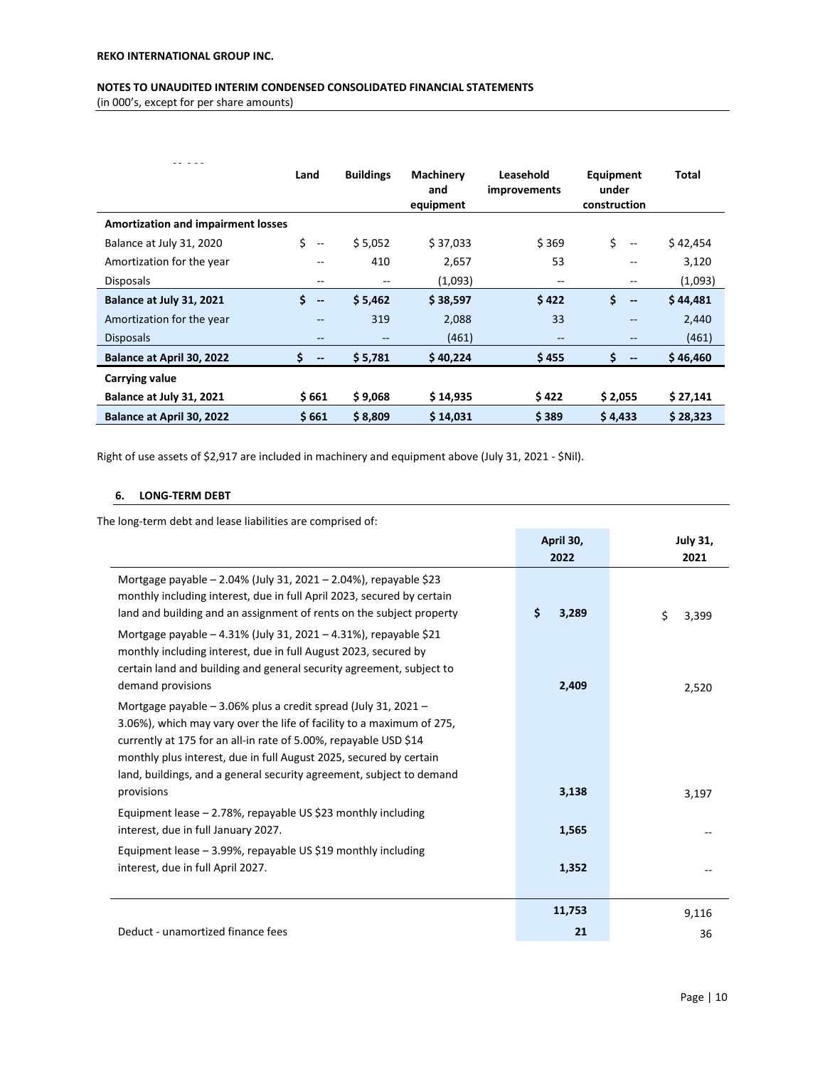| | Land | Buildings | Machinery and equipment | Leasehold improvements | Equipment under construction | Total |
|---|---|---|---|---|---|---|
| **Amortization and impairment losses** | | | | | | |
| Balance at July 31, 2020 | $ -- | $ 5,052 | $ 37,033 | $ 369 | $ -- | $ 42,454 |
| Amortization for the year | -- | 410 | 2,657 | 53 | -- | 3,120 |
| Disposals | -- | -- | (1,093) | -- | -- | (1,093) |
| **Balance at July 31, 2021** | **$ --** | **$ 5,462** | **$ 38,597** | **$ 422** | **$ --** | **$ 44,481** |
| Amortization for the year | -- | 319 | 2,088 | 33 | -- | 2,440 |
| Disposals | -- | -- | (461) | -- | -- | (461) |
| **Balance at April 30, 2022** | **$ --** | **$ 5,781** | **$ 40,224** | **$ 455** | **$ --** | **$ 46,460** |
| **Carrying value** | | | | | | |
| **Balance at July 31, 2021** | **$ 661** | **$ 9,068** | **$ 14,935** | **$ 422** | **$ 2,055** | **$ 27,141** |
| **Balance at April 30, 2022** | **$ 661** | **$ 8,809** | **$ 14,031** | **$ 389** | **$ 4,433** | **$ 28,323** |

Right of use assets of $2,917 are included in machinery and equipment above (July 31, 2021 - $Nil).

## 6. LONG-TERM DEBT

The long-term debt and lease liabilities are comprised of:

| | April 30, 2022 | July 31, 2021 |
|---|---|---|
| Mortgage payable – 2.04% (July 31, 2021 – 2.04%), repayable $23 monthly including interest, due in full April 2023, secured by certain land and building and an assignment of rents on the subject property | $ 3,289 | $ 3,399 |
| Mortgage payable – 4.31% (July 31, 2021 – 4.31%), repayable $21 monthly including interest, due in full August 2023, secured by certain land and building and general security agreement, subject to demand provisions | 2,409 | 2,520 |
| Mortgage payable – 3.06% plus a credit spread (July 31, 2021 – 3.06%), which may vary over the life of facility to a maximum of 275, currently at 175 for an all-in rate of 5.00%, repayable USD $14 monthly plus interest, due in full August 2025, secured by certain land, buildings, and a general security agreement, subject to demand provisions | 3,138 | 3,197 |
| Equipment lease – 2.78%, repayable US $23 monthly including interest, due in full January 2027. | 1,565 | -- |
| Equipment lease – 3.99%, repayable US $19 monthly including interest, due in full April 2027. | 1,352 | -- |
| | **11,753** | 9,116 |
| Deduct - unamortized finance fees | **21** | 36 |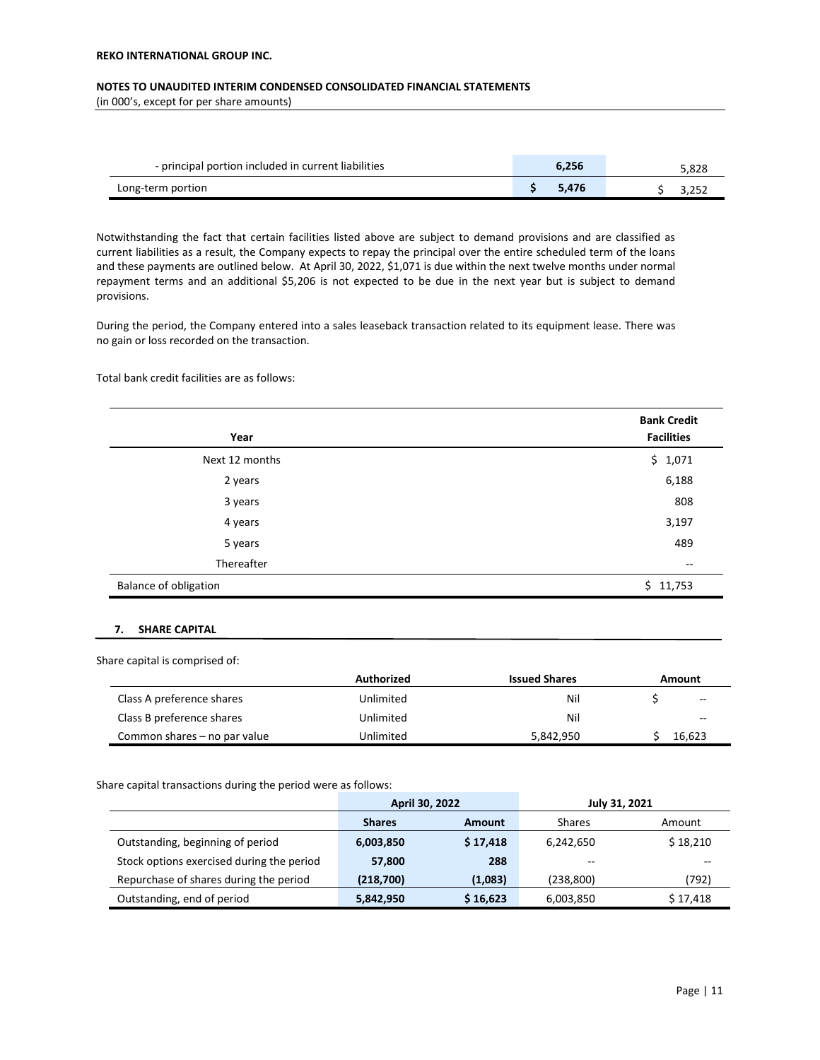| | | |
|---|---|---|
| - principal portion included in current liabilities | 6,256 | 5,828 |
| Long-term portion | $ 5,476 | $ 3,252 |

Notwithstanding the fact that certain facilities listed above are subject to demand provisions and are classified as current liabilities as a result, the Company expects to repay the principal over the entire scheduled term of the loans and these payments are outlined below. At April 30, 2022, $1,071 is due within the next twelve months under normal repayment terms and an additional $5,206 is not expected to be due in the next year but is subject to demand provisions.

During the period, the Company entered into a sales leaseback transaction related to its equipment lease. There was no gain or loss recorded on the transaction.

Total bank credit facilities are as follows:

| Year | Bank Credit Facilities |
|---|---|
| Next 12 months | $ 1,071 |
| 2 years | 6,188 |
| 3 years | 808 |
| 4 years | 3,197 |
| 5 years | 489 |
| Thereafter | -- |
| Balance of obligation | $ 11,753 |

## 7. SHARE CAPITAL

Share capital is comprised of:

| | Authorized | Issued Shares | Amount |
|---|---|---|---|
| Class A preference shares | Unlimited | Nil | $ -- |
| Class B preference shares | Unlimited | Nil | -- |
| Common shares – no par value | Unlimited | 5,842,950 | $ 16,623 |

Share capital transactions during the period were as follows:

| | April 30, 2022 | | July 31, 2021 | |
|---|---|---|---|---|
| | Shares | Amount | Shares | Amount |
| Outstanding, beginning of period | 6,003,850 | $ 17,418 | 6,242,650 | $ 18,210 |
| Stock options exercised during the period | 57,800 | 288 | -- | -- |
| Repurchase of shares during the period | (218,700) | (1,083) | (238,800) | (792) |
| Outstanding, end of period | 5,842,950 | $ 16,623 | 6,003,850 | $ 17,418 |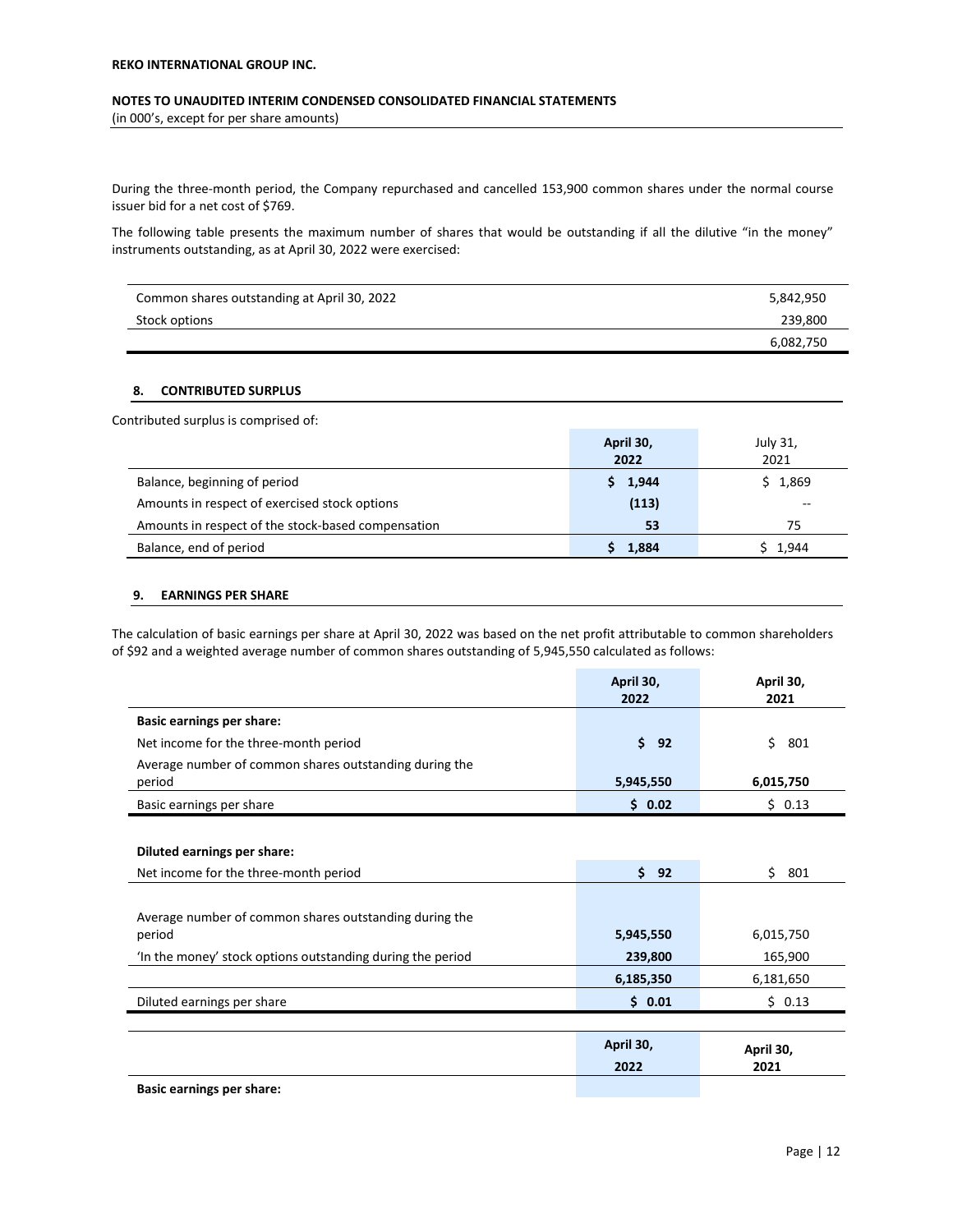During the three-month period, the Company repurchased and cancelled 153,900 common shares under the normal course issuer bid for a net cost of $769.

The following table presents the maximum number of shares that would be outstanding if all the dilutive "in the money" instruments outstanding, as at April 30, 2022 were exercised:

| | |
|---|---|
| Common shares outstanding at April 30, 2022 | 5,842,950 |
| Stock options | 239,800 |
| | 6,082,750 |

## 8. CONTRIBUTED SURPLUS

Contributed surplus is comprised of:

| | April 30, 2022 | July 31, 2021 |
|---|---|---|
| Balance, beginning of period | $ 1,944 | $ 1,869 |
| Amounts in respect of exercised stock options | (113) | -- |
| Amounts in respect of the stock-based compensation | 53 | 75 |
| Balance, end of period | $ 1,884 | $ 1,944 |

## 9. EARNINGS PER SHARE

The calculation of basic earnings per share at April 30, 2022 was based on the net profit attributable to common shareholders of $92 and a weighted average number of common shares outstanding of 5,945,550 calculated as follows:

| | April 30, 2022 | April 30, 2021 |
|---|---|---|
| **Basic earnings per share:** | | |
| Net income for the three-month period | $ 92 | $ 801 |
| Average number of common shares outstanding during the period | 5,945,550 | 6,015,750 |
| Basic earnings per share | $ 0.02 | $ 0.13 |
| | | |
| **Diluted earnings per share:** | | |
| Net income for the three-month period | $ 92 | $ 801 |
| | | |
| Average number of common shares outstanding during the period | 5,945,550 | 6,015,750 |
| 'In the money' stock options outstanding during the period | 239,800 | 165,900 |
| | 6,185,350 | 6,181,650 |
| Diluted earnings per share | $ 0.01 | $ 0.13 |

| | April 30, 2022 | April 30, 2021 |
|---|---|---|
| **Basic earnings per share:** | | |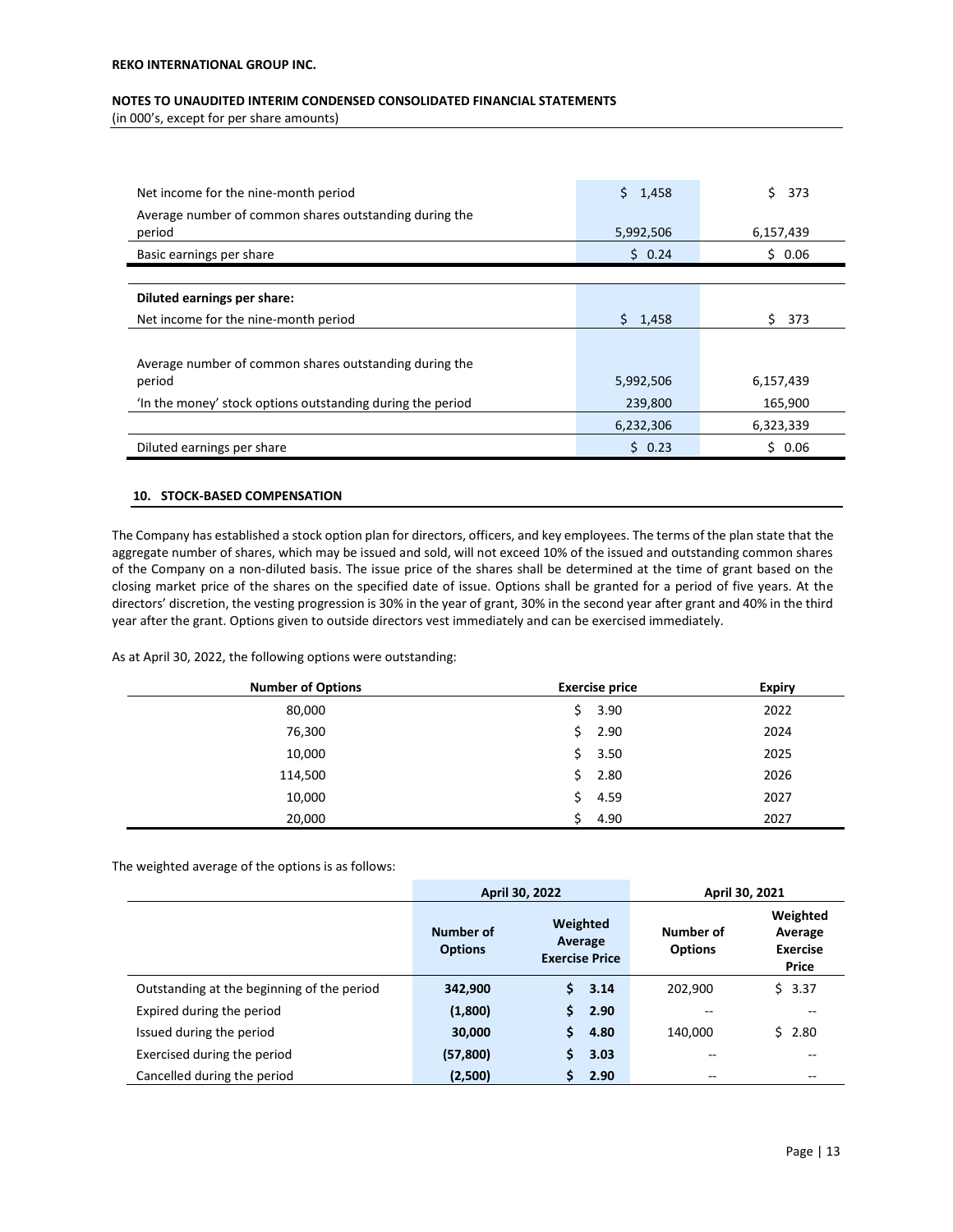REKO INTERNATIONAL GROUP INC.

NOTES TO UNAUDITED INTERIM CONDENSED CONSOLIDATED FINANCIAL STATEMENTS
(in 000's, except for per share amounts)

| | | |
|---|---|---|
| Net income for the nine-month period | $ 1,458 | $ 373 |
| Average number of common shares outstanding during the period | 5,992,506 | 6,157,439 |
| Basic earnings per share | $ 0.24 | $ 0.06 |
| | | |
| **Diluted earnings per share:** | | |
| Net income for the nine-month period | $ 1,458 | $ 373 |
| Average number of common shares outstanding during the period | 5,992,506 | 6,157,439 |
| 'In the money' stock options outstanding during the period | 239,800 | 165,900 |
| | 6,232,306 | 6,323,339 |
| Diluted earnings per share | $ 0.23 | $ 0.06 |

## 10. STOCK-BASED COMPENSATION

The Company has established a stock option plan for directors, officers, and key employees. The terms of the plan state that the aggregate number of shares, which may be issued and sold, will not exceed 10% of the issued and outstanding common shares of the Company on a non-diluted basis. The issue price of the shares shall be determined at the time of grant based on the closing market price of the shares on the specified date of issue. Options shall be granted for a period of five years. At the directors' discretion, the vesting progression is 30% in the year of grant, 30% in the second year after grant and 40% in the third year after the grant. Options given to outside directors vest immediately and can be exercised immediately.

As at April 30, 2022, the following options were outstanding:

| Number of Options | Exercise price | Expiry |
|---|---|---|
| 80,000 | $ 3.90 | 2022 |
| 76,300 | $ 2.90 | 2024 |
| 10,000 | $ 3.50 | 2025 |
| 114,500 | $ 2.80 | 2026 |
| 10,000 | $ 4.59 | 2027 |
| 20,000 | $ 4.90 | 2027 |

The weighted average of the options is as follows:

| | April 30, 2022 | | April 30, 2021 | |
|---|---|---|---|---|
| | Number of Options | Weighted Average Exercise Price | Number of Options | Weighted Average Exercise Price |
| Outstanding at the beginning of the period | **342,900** | **$ 3.14** | 202,900 | $ 3.37 |
| Expired during the period | **(1,800)** | **$ 2.90** | -- | -- |
| Issued during the period | **30,000** | **$ 4.80** | 140,000 | $ 2.80 |
| Exercised during the period | **(57,800)** | **$ 3.03** | -- | -- |
| Cancelled during the period | **(2,500)** | **$ 2.90** | -- | -- |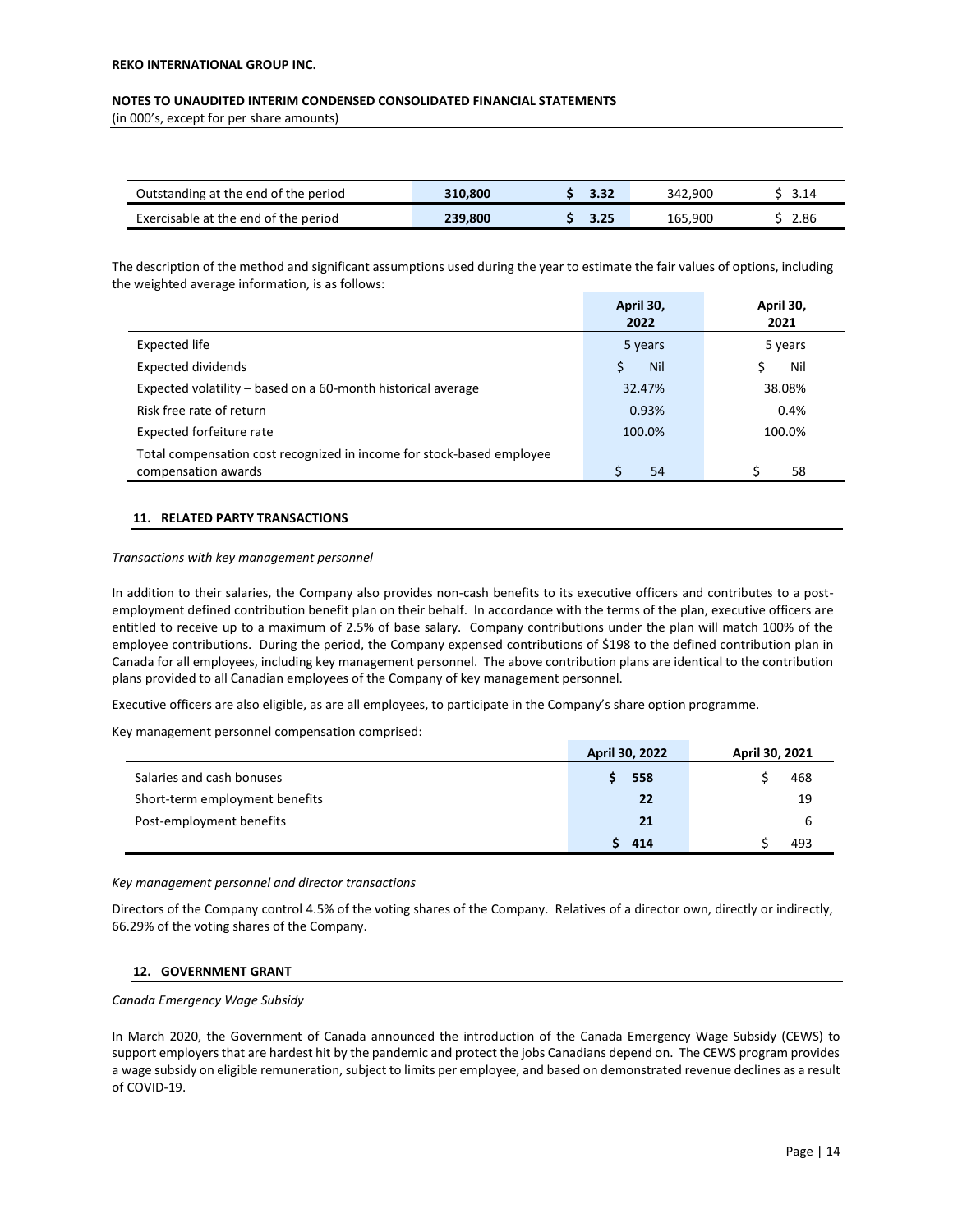| | | | | |
|---|---|---|---|---|
| Outstanding at the end of the period | **310,800** | **$ 3.32** | 342,900 | $ 3.14 |
| Exercisable at the end of the period | **239,800** | **$ 3.25** | 165,900 | $ 2.86 |

The description of the method and significant assumptions used during the year to estimate the fair values of options, including the weighted average information, is as follows:

| | April 30, 2022 | April 30, 2021 |
|---|---|---|
| Expected life | 5 years | 5 years |
| Expected dividends | $ Nil | $ Nil |
| Expected volatility – based on a 60-month historical average | 32.47% | 38.08% |
| Risk free rate of return | 0.93% | 0.4% |
| Expected forfeiture rate | 100.0% | 100.0% |
| Total compensation cost recognized in income for stock-based employee compensation awards | $ 54 | $ 58 |

## 11. RELATED PARTY TRANSACTIONS

*Transactions with key management personnel*

In addition to their salaries, the Company also provides non-cash benefits to its executive officers and contributes to a post-employment defined contribution benefit plan on their behalf. In accordance with the terms of the plan, executive officers are entitled to receive up to a maximum of 2.5% of base salary. Company contributions under the plan will match 100% of the employee contributions. During the period, the Company expensed contributions of $198 to the defined contribution plan in Canada for all employees, including key management personnel. The above contribution plans are identical to the contribution plans provided to all Canadian employees of the Company of key management personnel.

Executive officers are also eligible, as are all employees, to participate in the Company's share option programme.

Key management personnel compensation comprised:

| | April 30, 2022 | April 30, 2021 |
|---|---|---|
| Salaries and cash bonuses | **$ 558** | $ 468 |
| Short-term employment benefits | **22** | 19 |
| Post-employment benefits | **21** | 6 |
| | **$ 414** | $ 493 |

*Key management personnel and director transactions*

Directors of the Company control 4.5% of the voting shares of the Company. Relatives of a director own, directly or indirectly, 66.29% of the voting shares of the Company.

## 12. GOVERNMENT GRANT

*Canada Emergency Wage Subsidy*

In March 2020, the Government of Canada announced the introduction of the Canada Emergency Wage Subsidy (CEWS) to support employers that are hardest hit by the pandemic and protect the jobs Canadians depend on. The CEWS program provides a wage subsidy on eligible remuneration, subject to limits per employee, and based on demonstrated revenue declines as a result of COVID-19.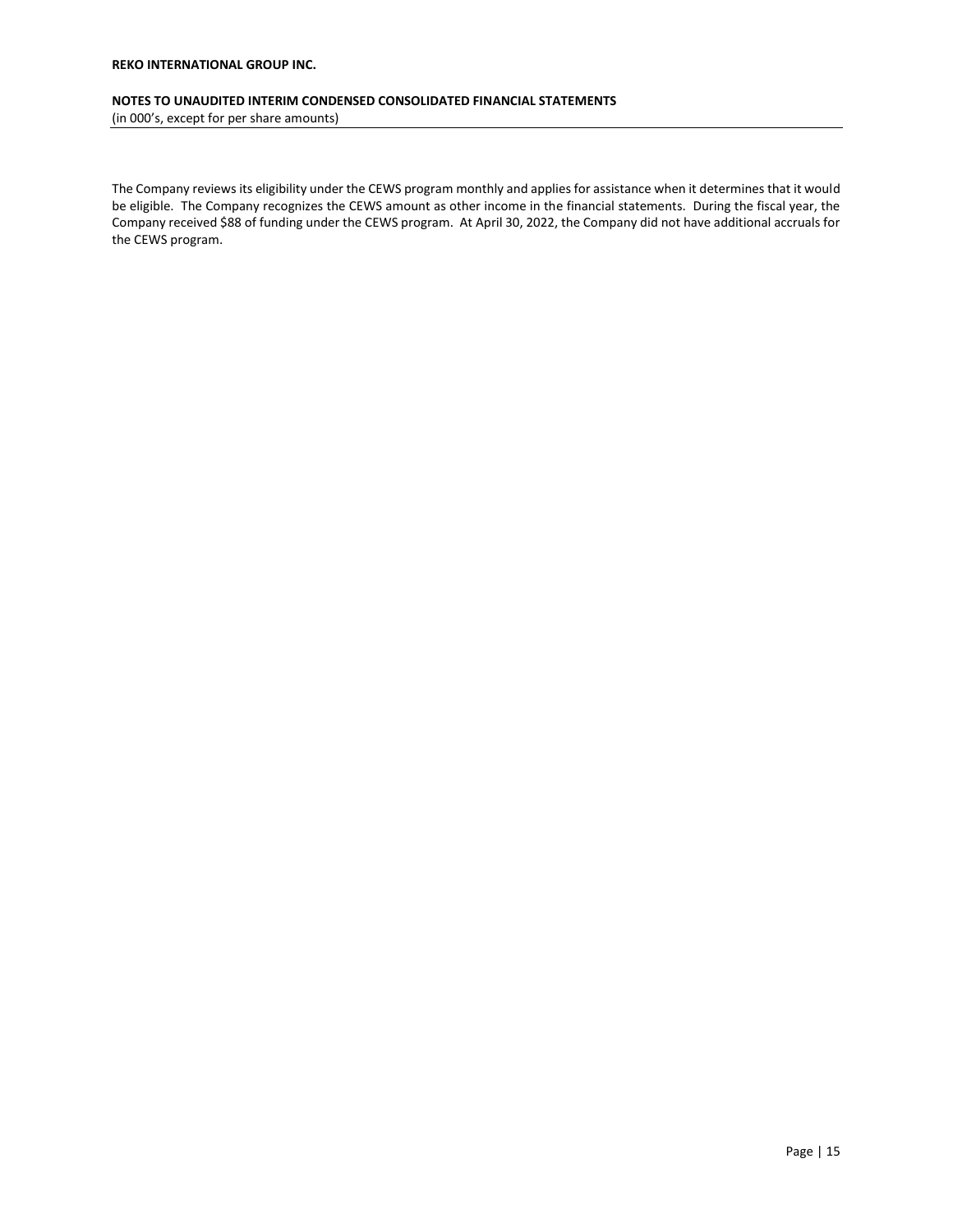The Company reviews its eligibility under the CEWS program monthly and applies for assistance when it determines that it would be eligible. The Company recognizes the CEWS amount as other income in the financial statements. During the fiscal year, the Company received $88 of funding under the CEWS program. At April 30, 2022, the Company did not have additional accruals for the CEWS program.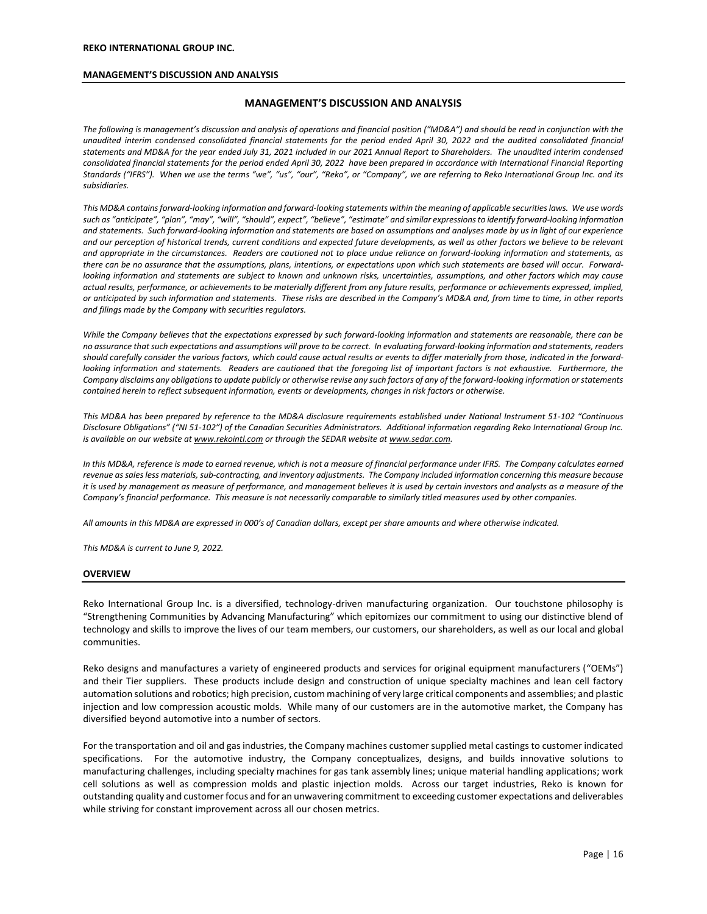# MANAGEMENT'S DISCUSSION AND ANALYSIS

*The following is management's discussion and analysis of operations and financial position ("MD&A") and should be read in conjunction with the unaudited interim condensed consolidated financial statements for the period ended April 30, 2022 and the audited consolidated financial statements and MD&A for the year ended July 31, 2021 included in our 2021 Annual Report to Shareholders. The unaudited interim condensed consolidated financial statements for the period ended April 30, 2022 have been prepared in accordance with International Financial Reporting Standards ("IFRS"). When we use the terms "we", "us", "our", "Reko", or "Company", we are referring to Reko International Group Inc. and its subsidiaries.*

*This MD&A contains forward-looking information and forward-looking statements within the meaning of applicable securities laws. We use words such as "anticipate", "plan", "may", "will", "should", expect", "believe", "estimate" and similar expressions to identify forward-looking information and statements. Such forward-looking information and statements are based on assumptions and analyses made by us in light of our experience and our perception of historical trends, current conditions and expected future developments, as well as other factors we believe to be relevant and appropriate in the circumstances. Readers are cautioned not to place undue reliance on forward-looking information and statements, as there can be no assurance that the assumptions, plans, intentions, or expectations upon which such statements are based will occur. Forward-looking information and statements are subject to known and unknown risks, uncertainties, assumptions, and other factors which may cause actual results, performance, or achievements to be materially different from any future results, performance or achievements expressed, implied, or anticipated by such information and statements. These risks are described in the Company's MD&A and, from time to time, in other reports and filings made by the Company with securities regulators.*

*While the Company believes that the expectations expressed by such forward-looking information and statements are reasonable, there can be no assurance that such expectations and assumptions will prove to be correct. In evaluating forward-looking information and statements, readers should carefully consider the various factors, which could cause actual results or events to differ materially from those, indicated in the forward-looking information and statements. Readers are cautioned that the foregoing list of important factors is not exhaustive. Furthermore, the Company disclaims any obligations to update publicly or otherwise revise any such factors of any of the forward-looking information or statements contained herein to reflect subsequent information, events or developments, changes in risk factors or otherwise.*

*This MD&A has been prepared by reference to the MD&A disclosure requirements established under National Instrument 51-102 "Continuous Disclosure Obligations" ("NI 51-102") of the Canadian Securities Administrators. Additional information regarding Reko International Group Inc. is available on our website at www.rekointl.com or through the SEDAR website at www.sedar.com.*

*In this MD&A, reference is made to earned revenue, which is not a measure of financial performance under IFRS. The Company calculates earned revenue as sales less materials, sub-contracting, and inventory adjustments. The Company included information concerning this measure because it is used by management as measure of performance, and management believes it is used by certain investors and analysts as a measure of the Company's financial performance. This measure is not necessarily comparable to similarly titled measures used by other companies.*

*All amounts in this MD&A are expressed in 000's of Canadian dollars, except per share amounts and where otherwise indicated.*

*This MD&A is current to June 9, 2022.*

## OVERVIEW

Reko International Group Inc. is a diversified, technology-driven manufacturing organization. Our touchstone philosophy is "Strengthening Communities by Advancing Manufacturing" which epitomizes our commitment to using our distinctive blend of technology and skills to improve the lives of our team members, our customers, our shareholders, as well as our local and global communities.

Reko designs and manufactures a variety of engineered products and services for original equipment manufacturers ("OEMs") and their Tier suppliers. These products include design and construction of unique specialty machines and lean cell factory automation solutions and robotics; high precision, custom machining of very large critical components and assemblies; and plastic injection and low compression acoustic molds. While many of our customers are in the automotive market, the Company has diversified beyond automotive into a number of sectors.

For the transportation and oil and gas industries, the Company machines customer supplied metal castings to customer indicated specifications. For the automotive industry, the Company conceptualizes, designs, and builds innovative solutions to manufacturing challenges, including specialty machines for gas tank assembly lines; unique material handling applications; work cell solutions as well as compression molds and plastic injection molds. Across our target industries, Reko is known for outstanding quality and customer focus and for an unwavering commitment to exceeding customer expectations and deliverables while striving for constant improvement across all our chosen metrics.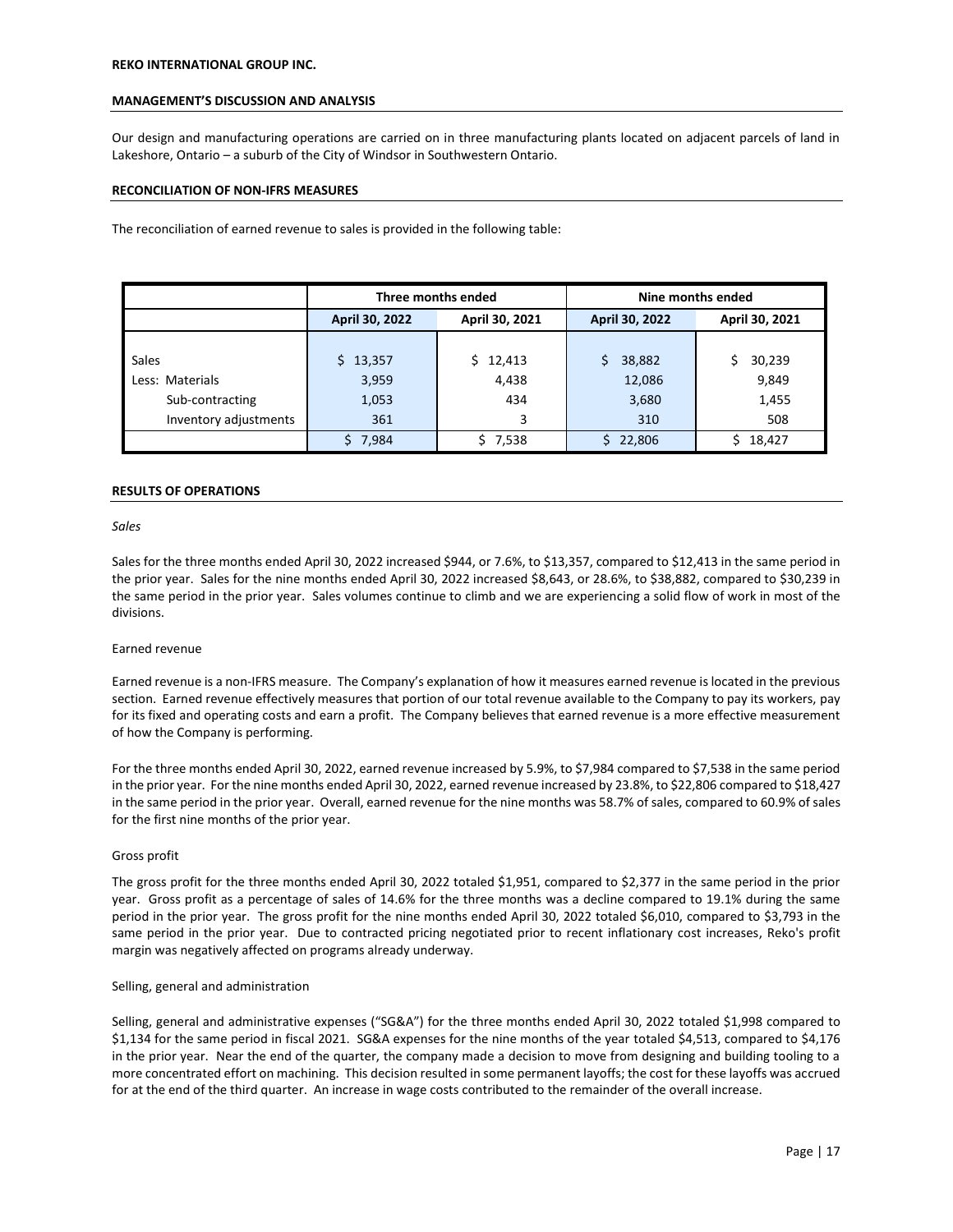**REKO INTERNATIONAL GROUP INC.**

**MANAGEMENT'S DISCUSSION AND ANALYSIS**

Our design and manufacturing operations are carried on in three manufacturing plants located on adjacent parcels of land in Lakeshore, Ontario – a suburb of the City of Windsor in Southwestern Ontario.

**RECONCILIATION OF NON-IFRS MEASURES**

The reconciliation of earned revenue to sales is provided in the following table:

| | Three months ended | | Nine months ended | |
|---|---|---|---|---|
| | April 30, 2022 | April 30, 2021 | April 30, 2022 | April 30, 2021 |
| Sales | $ 13,357 | $ 12,413 | $ 38,882 | $ 30,239 |
| Less: Materials | 3,959 | 4,438 | 12,086 | 9,849 |
| Sub-contracting | 1,053 | 434 | 3,680 | 1,455 |
| Inventory adjustments | 361 | 3 | 310 | 508 |
| | $ 7,984 | $ 7,538 | $ 22,806 | $ 18,427 |

**RESULTS OF OPERATIONS**

*Sales*

Sales for the three months ended April 30, 2022 increased $944, or 7.6%, to $13,357, compared to $12,413 in the same period in the prior year. Sales for the nine months ended April 30, 2022 increased $8,643, or 28.6%, to $38,882, compared to $30,239 in the same period in the prior year. Sales volumes continue to climb and we are experiencing a solid flow of work in most of the divisions.

Earned revenue

Earned revenue is a non-IFRS measure. The Company's explanation of how it measures earned revenue is located in the previous section. Earned revenue effectively measures that portion of our total revenue available to the Company to pay its workers, pay for its fixed and operating costs and earn a profit. The Company believes that earned revenue is a more effective measurement of how the Company is performing.

For the three months ended April 30, 2022, earned revenue increased by 5.9%, to $7,984 compared to $7,538 in the same period in the prior year. For the nine months ended April 30, 2022, earned revenue increased by 23.8%, to $22,806 compared to $18,427 in the same period in the prior year. Overall, earned revenue for the nine months was 58.7% of sales, compared to 60.9% of sales for the first nine months of the prior year.

Gross profit

The gross profit for the three months ended April 30, 2022 totaled $1,951, compared to $2,377 in the same period in the prior year. Gross profit as a percentage of sales of 14.6% for the three months was a decline compared to 19.1% during the same period in the prior year. The gross profit for the nine months ended April 30, 2022 totaled $6,010, compared to $3,793 in the same period in the prior year. Due to contracted pricing negotiated prior to recent inflationary cost increases, Reko's profit margin was negatively affected on programs already underway.

Selling, general and administration

Selling, general and administrative expenses ("SG&A") for the three months ended April 30, 2022 totaled $1,998 compared to $1,134 for the same period in fiscal 2021. SG&A expenses for the nine months of the year totaled $4,513, compared to $4,176 in the prior year. Near the end of the quarter, the company made a decision to move from designing and building tooling to a more concentrated effort on machining. This decision resulted in some permanent layoffs; the cost for these layoffs was accrued for at the end of the third quarter. An increase in wage costs contributed to the remainder of the overall increase.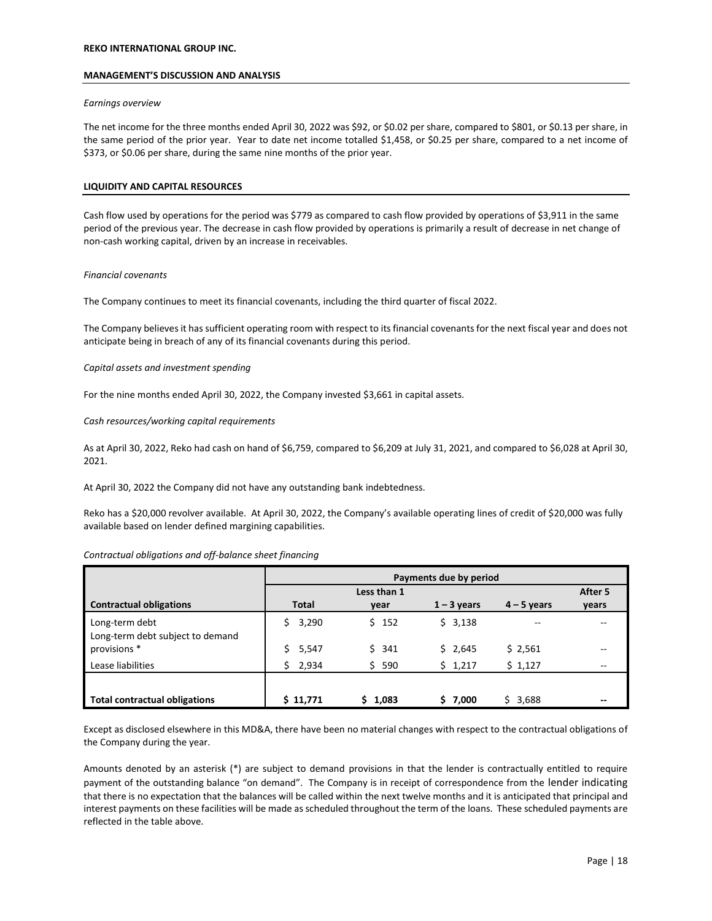**MANAGEMENT'S DISCUSSION AND ANALYSIS**

*Earnings overview*

The net income for the three months ended April 30, 2022 was $92, or $0.02 per share, compared to $801, or $0.13 per share, in the same period of the prior year. Year to date net income totalled $1,458, or $0.25 per share, compared to a net income of $373, or $0.06 per share, during the same nine months of the prior year.

## LIQUIDITY AND CAPITAL RESOURCES

Cash flow used by operations for the period was $779 as compared to cash flow provided by operations of $3,911 in the same period of the previous year. The decrease in cash flow provided by operations is primarily a result of decrease in net change of non-cash working capital, driven by an increase in receivables.

*Financial covenants*

The Company continues to meet its financial covenants, including the third quarter of fiscal 2022.

The Company believes it has sufficient operating room with respect to its financial covenants for the next fiscal year and does not anticipate being in breach of any of its financial covenants during this period.

*Capital assets and investment spending*

For the nine months ended April 30, 2022, the Company invested $3,661 in capital assets.

*Cash resources/working capital requirements*

As at April 30, 2022, Reko had cash on hand of $6,759, compared to $6,209 at July 31, 2021, and compared to $6,028 at April 30, 2021.

At April 30, 2022 the Company did not have any outstanding bank indebtedness.

Reko has a $20,000 revolver available. At April 30, 2022, the Company's available operating lines of credit of $20,000 was fully available based on lender defined margining capabilities.

*Contractual obligations and off-balance sheet financing*

| | Payments due by period | | | | |
|---|---|---|---|---|---|
| **Contractual obligations** | **Total** | **Less than 1 year** | **1 – 3 years** | **4 – 5 years** | **After 5 years** |
| Long-term debt | $ 3,290 | $ 152 | $ 3,138 | -- | -- |
| Long-term debt subject to demand provisions * | $ 5,547 | $ 341 | $ 2,645 | $ 2,561 | -- |
| Lease liabilities | $ 2,934 | $ 590 | $ 1,217 | $ 1,127 | -- |
| **Total contractual obligations** | **$ 11,771** | **$ 1,083** | **$ 7,000** | **$ 3,688** | **--** |

Except as disclosed elsewhere in this MD&A, there have been no material changes with respect to the contractual obligations of the Company during the year.

Amounts denoted by an asterisk (*) are subject to demand provisions in that the lender is contractually entitled to require payment of the outstanding balance "on demand". The Company is in receipt of correspondence from the lender indicating that there is no expectation that the balances will be called within the next twelve months and it is anticipated that principal and interest payments on these facilities will be made as scheduled throughout the term of the loans. These scheduled payments are reflected in the table above.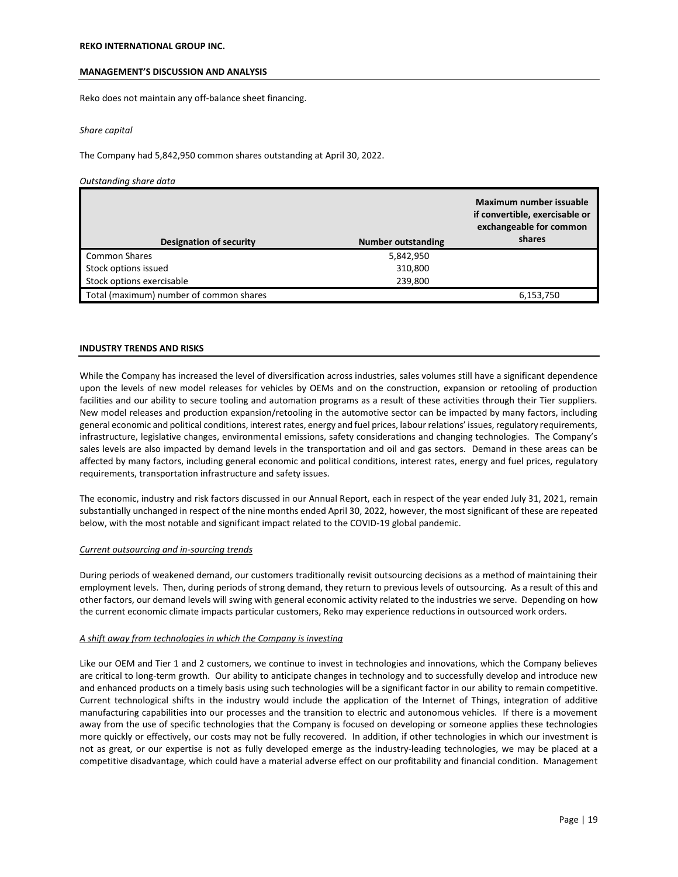Reko does not maintain any off-balance sheet financing.

*Share capital*

The Company had 5,842,950 common shares outstanding at April 30, 2022.

*Outstanding share data*

| Designation of security | Number outstanding | Maximum number issuable if convertible, exercisable or exchangeable for common shares |
|---|---|---|
| Common Shares | 5,842,950 | |
| Stock options issued | 310,800 | |
| Stock options exercisable | 239,800 | |
| Total (maximum) number of common shares | | 6,153,750 |

## INDUSTRY TRENDS AND RISKS

While the Company has increased the level of diversification across industries, sales volumes still have a significant dependence upon the levels of new model releases for vehicles by OEMs and on the construction, expansion or retooling of production facilities and our ability to secure tooling and automation programs as a result of these activities through their Tier suppliers. New model releases and production expansion/retooling in the automotive sector can be impacted by many factors, including general economic and political conditions, interest rates, energy and fuel prices, labour relations' issues, regulatory requirements, infrastructure, legislative changes, environmental emissions, safety considerations and changing technologies. The Company's sales levels are also impacted by demand levels in the transportation and oil and gas sectors. Demand in these areas can be affected by many factors, including general economic and political conditions, interest rates, energy and fuel prices, regulatory requirements, transportation infrastructure and safety issues.

The economic, industry and risk factors discussed in our Annual Report, each in respect of the year ended July 31, 2021, remain substantially unchanged in respect of the nine months ended April 30, 2022, however, the most significant of these are repeated below, with the most notable and significant impact related to the COVID-19 global pandemic.

*Current outsourcing and in-sourcing trends*

During periods of weakened demand, our customers traditionally revisit outsourcing decisions as a method of maintaining their employment levels. Then, during periods of strong demand, they return to previous levels of outsourcing. As a result of this and other factors, our demand levels will swing with general economic activity related to the industries we serve. Depending on how the current economic climate impacts particular customers, Reko may experience reductions in outsourced work orders.

*A shift away from technologies in which the Company is investing*

Like our OEM and Tier 1 and 2 customers, we continue to invest in technologies and innovations, which the Company believes are critical to long-term growth. Our ability to anticipate changes in technology and to successfully develop and introduce new and enhanced products on a timely basis using such technologies will be a significant factor in our ability to remain competitive. Current technological shifts in the industry would include the application of the Internet of Things, integration of additive manufacturing capabilities into our processes and the transition to electric and autonomous vehicles. If there is a movement away from the use of specific technologies that the Company is focused on developing or someone applies these technologies more quickly or effectively, our costs may not be fully recovered. In addition, if other technologies in which our investment is not as great, or our expertise is not as fully developed emerge as the industry-leading technologies, we may be placed at a competitive disadvantage, which could have a material adverse effect on our profitability and financial condition. Management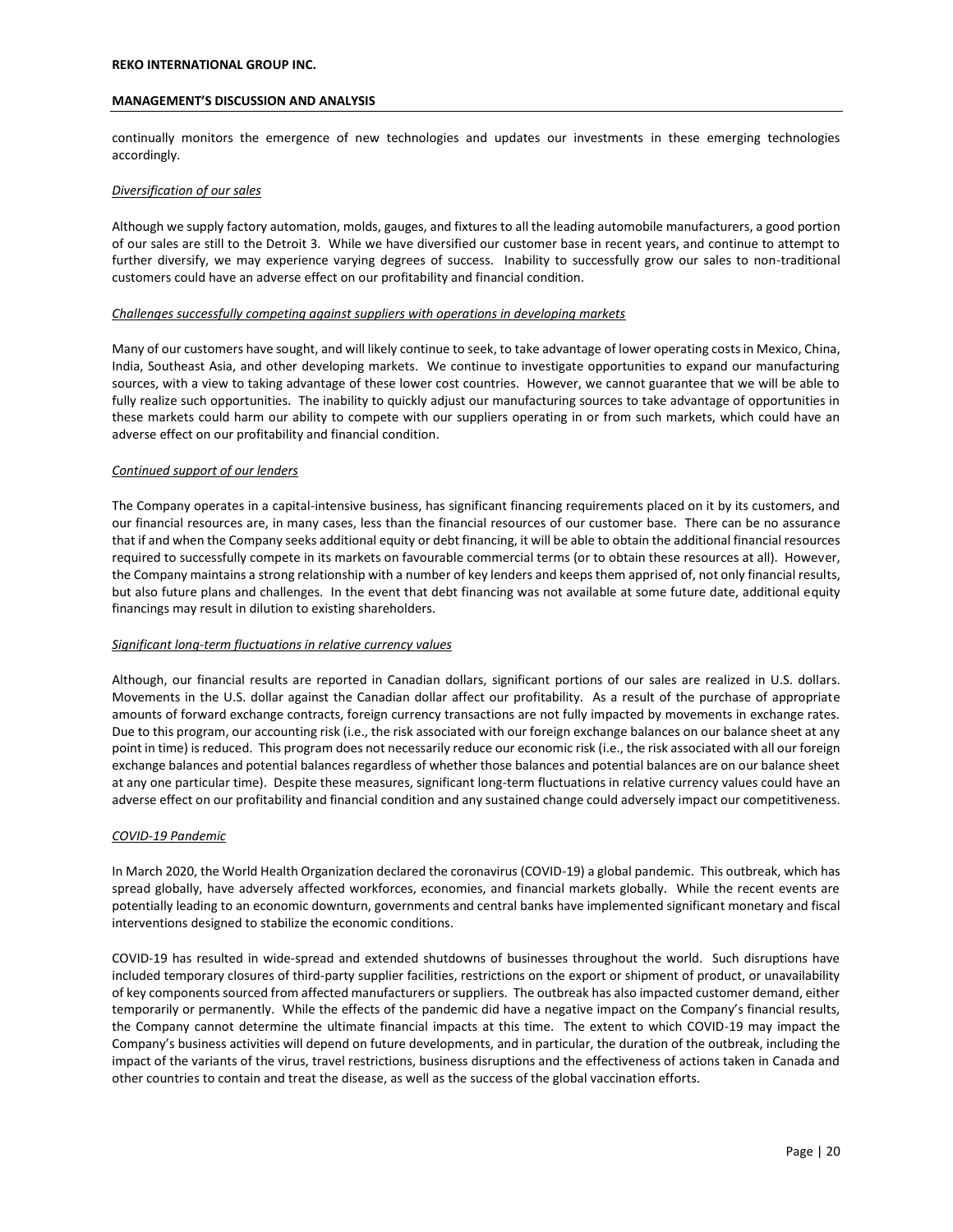continually monitors the emergence of new technologies and updates our investments in these emerging technologies accordingly.

*Diversification of our sales*

Although we supply factory automation, molds, gauges, and fixtures to all the leading automobile manufacturers, a good portion of our sales are still to the Detroit 3. While we have diversified our customer base in recent years, and continue to attempt to further diversify, we may experience varying degrees of success. Inability to successfully grow our sales to non-traditional customers could have an adverse effect on our profitability and financial condition.

*Challenges successfully competing against suppliers with operations in developing markets*

Many of our customers have sought, and will likely continue to seek, to take advantage of lower operating costs in Mexico, China, India, Southeast Asia, and other developing markets. We continue to investigate opportunities to expand our manufacturing sources, with a view to taking advantage of these lower cost countries. However, we cannot guarantee that we will be able to fully realize such opportunities. The inability to quickly adjust our manufacturing sources to take advantage of opportunities in these markets could harm our ability to compete with our suppliers operating in or from such markets, which could have an adverse effect on our profitability and financial condition.

*Continued support of our lenders*

The Company operates in a capital-intensive business, has significant financing requirements placed on it by its customers, and our financial resources are, in many cases, less than the financial resources of our customer base. There can be no assurance that if and when the Company seeks additional equity or debt financing, it will be able to obtain the additional financial resources required to successfully compete in its markets on favourable commercial terms (or to obtain these resources at all). However, the Company maintains a strong relationship with a number of key lenders and keeps them apprised of, not only financial results, but also future plans and challenges. In the event that debt financing was not available at some future date, additional equity financings may result in dilution to existing shareholders.

*Significant long-term fluctuations in relative currency values*

Although, our financial results are reported in Canadian dollars, significant portions of our sales are realized in U.S. dollars. Movements in the U.S. dollar against the Canadian dollar affect our profitability. As a result of the purchase of appropriate amounts of forward exchange contracts, foreign currency transactions are not fully impacted by movements in exchange rates. Due to this program, our accounting risk (i.e., the risk associated with our foreign exchange balances on our balance sheet at any point in time) is reduced. This program does not necessarily reduce our economic risk (i.e., the risk associated with all our foreign exchange balances and potential balances regardless of whether those balances and potential balances are on our balance sheet at any one particular time). Despite these measures, significant long-term fluctuations in relative currency values could have an adverse effect on our profitability and financial condition and any sustained change could adversely impact our competitiveness.

*COVID-19 Pandemic*

In March 2020, the World Health Organization declared the coronavirus (COVID-19) a global pandemic. This outbreak, which has spread globally, have adversely affected workforces, economies, and financial markets globally. While the recent events are potentially leading to an economic downturn, governments and central banks have implemented significant monetary and fiscal interventions designed to stabilize the economic conditions.

COVID-19 has resulted in wide-spread and extended shutdowns of businesses throughout the world. Such disruptions have included temporary closures of third-party supplier facilities, restrictions on the export or shipment of product, or unavailability of key components sourced from affected manufacturers or suppliers. The outbreak has also impacted customer demand, either temporarily or permanently. While the effects of the pandemic did have a negative impact on the Company's financial results, the Company cannot determine the ultimate financial impacts at this time. The extent to which COVID-19 may impact the Company's business activities will depend on future developments, and in particular, the duration of the outbreak, including the impact of the variants of the virus, travel restrictions, business disruptions and the effectiveness of actions taken in Canada and other countries to contain and treat the disease, as well as the success of the global vaccination efforts.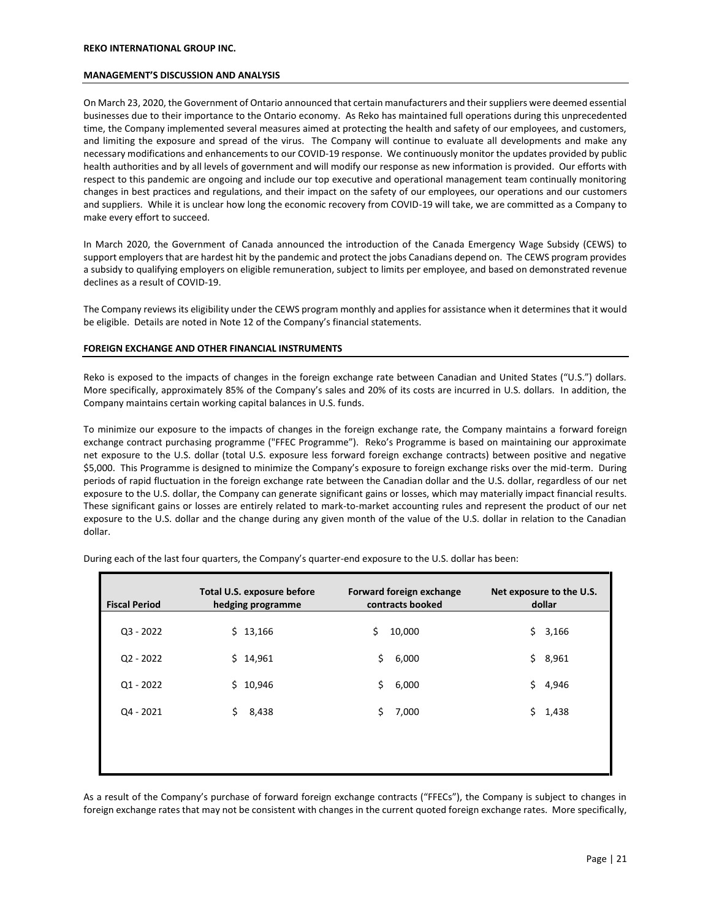On March 23, 2020, the Government of Ontario announced that certain manufacturers and their suppliers were deemed essential businesses due to their importance to the Ontario economy. As Reko has maintained full operations during this unprecedented time, the Company implemented several measures aimed at protecting the health and safety of our employees, and customers, and limiting the exposure and spread of the virus. The Company will continue to evaluate all developments and make any necessary modifications and enhancements to our COVID-19 response. We continuously monitor the updates provided by public health authorities and by all levels of government and will modify our response as new information is provided. Our efforts with respect to this pandemic are ongoing and include our top executive and operational management team continually monitoring changes in best practices and regulations, and their impact on the safety of our employees, our operations and our customers and suppliers. While it is unclear how long the economic recovery from COVID-19 will take, we are committed as a Company to make every effort to succeed.

In March 2020, the Government of Canada announced the introduction of the Canada Emergency Wage Subsidy (CEWS) to support employers that are hardest hit by the pandemic and protect the jobs Canadians depend on. The CEWS program provides a subsidy to qualifying employers on eligible remuneration, subject to limits per employee, and based on demonstrated revenue declines as a result of COVID-19.

The Company reviews its eligibility under the CEWS program monthly and applies for assistance when it determines that it would be eligible. Details are noted in Note 12 of the Company's financial statements.

## FOREIGN EXCHANGE AND OTHER FINANCIAL INSTRUMENTS

Reko is exposed to the impacts of changes in the foreign exchange rate between Canadian and United States ("U.S.") dollars. More specifically, approximately 85% of the Company's sales and 20% of its costs are incurred in U.S. dollars. In addition, the Company maintains certain working capital balances in U.S. funds.

To minimize our exposure to the impacts of changes in the foreign exchange rate, the Company maintains a forward foreign exchange contract purchasing programme ("FFEC Programme"). Reko's Programme is based on maintaining our approximate net exposure to the U.S. dollar (total U.S. exposure less forward foreign exchange contracts) between positive and negative $5,000. This Programme is designed to minimize the Company's exposure to foreign exchange risks over the mid-term. During periods of rapid fluctuation in the foreign exchange rate between the Canadian dollar and the U.S. dollar, regardless of our net exposure to the U.S. dollar, the Company can generate significant gains or losses, which may materially impact financial results. These significant gains or losses are entirely related to mark-to-market accounting rules and represent the product of our net exposure to the U.S. dollar and the change during any given month of the value of the U.S. dollar in relation to the Canadian dollar.

During each of the last four quarters, the Company's quarter-end exposure to the U.S. dollar has been:

| Fiscal Period | Total U.S. exposure before hedging programme | Forward foreign exchange contracts booked | Net exposure to the U.S. dollar |
|---|---|---|---|
| Q3 - 2022 | $ 13,166 | $ 10,000 | $ 3,166 |
| Q2 - 2022 | $ 14,961 | $ 6,000 | $ 8,961 |
| Q1 - 2022 | $ 10,946 | $ 6,000 | $ 4,946 |
| Q4 - 2021 | $ 8,438 | $ 7,000 | $ 1,438 |

As a result of the Company's purchase of forward foreign exchange contracts ("FFECs"), the Company is subject to changes in foreign exchange rates that may not be consistent with changes in the current quoted foreign exchange rates. More specifically,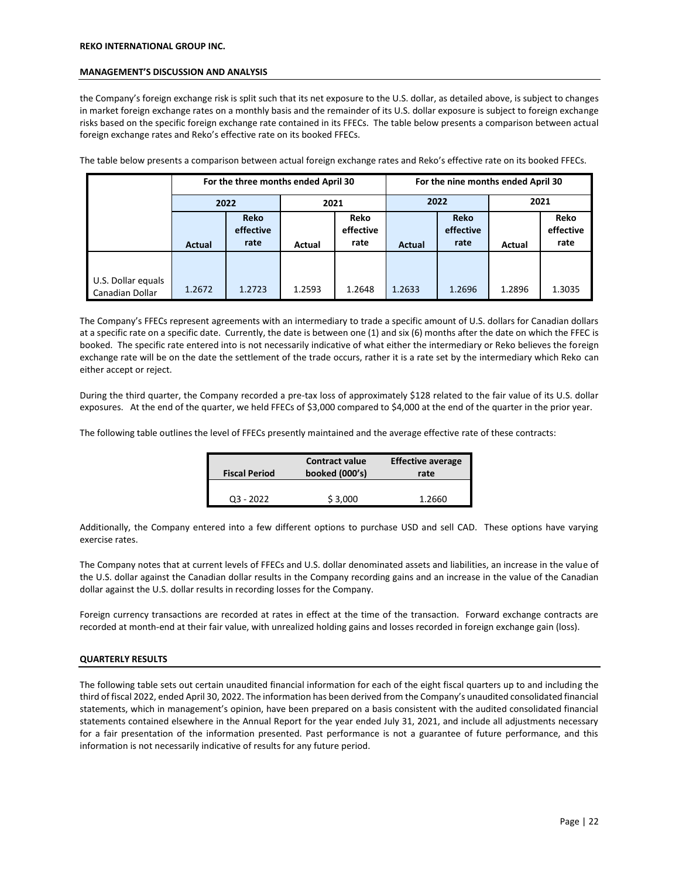the Company's foreign exchange risk is split such that its net exposure to the U.S. dollar, as detailed above, is subject to changes in market foreign exchange rates on a monthly basis and the remainder of its U.S. dollar exposure is subject to foreign exchange risks based on the specific foreign exchange rate contained in its FFECs. The table below presents a comparison between actual foreign exchange rates and Reko's effective rate on its booked FFECs.

The table below presents a comparison between actual foreign exchange rates and Reko's effective rate on its booked FFECs.

| | For the three months ended April 30 | | | | For the nine months ended April 30 | | | |
|---|---|---|---|---|---|---|---|---|
| | 2022 | | 2021 | | 2022 | | 2021 | |
| | Actual | Reko effective rate | Actual | Reko effective rate | Actual | Reko effective rate | Actual | Reko effective rate |
| U.S. Dollar equals Canadian Dollar | 1.2672 | 1.2723 | 1.2593 | 1.2648 | 1.2633 | 1.2696 | 1.2896 | 1.3035 |

The Company's FFECs represent agreements with an intermediary to trade a specific amount of U.S. dollars for Canadian dollars at a specific rate on a specific date. Currently, the date is between one (1) and six (6) months after the date on which the FFEC is booked. The specific rate entered into is not necessarily indicative of what either the intermediary or Reko believes the foreign exchange rate will be on the date the settlement of the trade occurs, rather it is a rate set by the intermediary which Reko can either accept or reject.

During the third quarter, the Company recorded a pre-tax loss of approximately $128 related to the fair value of its U.S. dollar exposures. At the end of the quarter, we held FFECs of $3,000 compared to $4,000 at the end of the quarter in the prior year.

The following table outlines the level of FFECs presently maintained and the average effective rate of these contracts:

| Fiscal Period | Contract value booked (000's) | Effective average rate |
|---|---|---|
| Q3 - 2022 | $ 3,000 | 1.2660 |

Additionally, the Company entered into a few different options to purchase USD and sell CAD. These options have varying exercise rates.

The Company notes that at current levels of FFECs and U.S. dollar denominated assets and liabilities, an increase in the value of the U.S. dollar against the Canadian dollar results in the Company recording gains and an increase in the value of the Canadian dollar against the U.S. dollar results in recording losses for the Company.

Foreign currency transactions are recorded at rates in effect at the time of the transaction. Forward exchange contracts are recorded at month-end at their fair value, with unrealized holding gains and losses recorded in foreign exchange gain (loss).

## QUARTERLY RESULTS

The following table sets out certain unaudited financial information for each of the eight fiscal quarters up to and including the third of fiscal 2022, ended April 30, 2022. The information has been derived from the Company's unaudited consolidated financial statements, which in management's opinion, have been prepared on a basis consistent with the audited consolidated financial statements contained elsewhere in the Annual Report for the year ended July 31, 2021, and include all adjustments necessary for a fair presentation of the information presented. Past performance is not a guarantee of future performance, and this information is not necessarily indicative of results for any future period.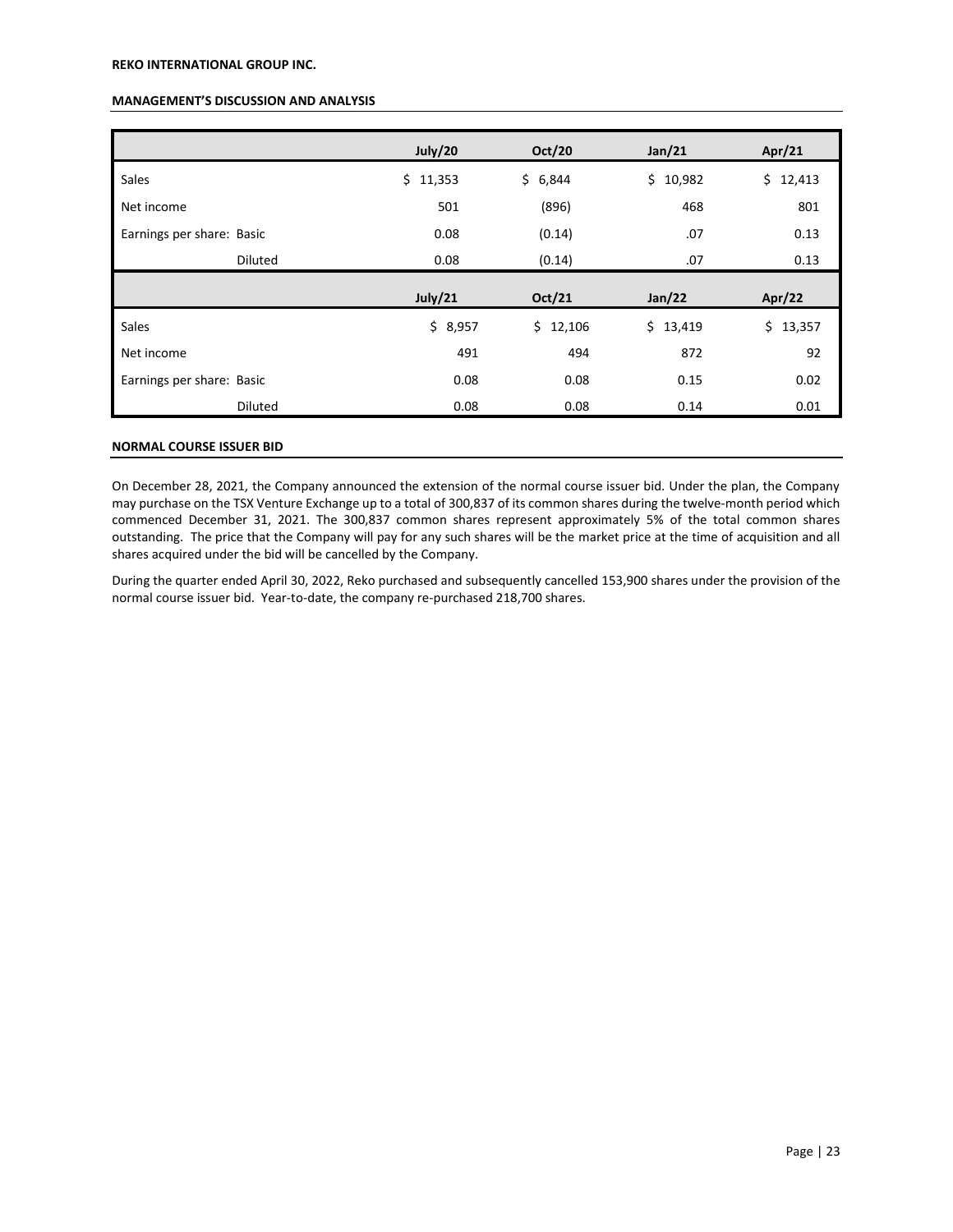REKO INTERNATIONAL GROUP INC.

**MANAGEMENT'S DISCUSSION AND ANALYSIS**

| | July/20 | Oct/20 | Jan/21 | Apr/21 |
|---|---|---|---|---|
| Sales | $ 11,353 | $ 6,844 | $ 10,982 | $ 12,413 |
| Net income | 501 | (896) | 468 | 801 |
| Earnings per share: Basic | 0.08 | (0.14) | .07 | 0.13 |
| Diluted | 0.08 | (0.14) | .07 | 0.13 |
| | **July/21** | **Oct/21** | **Jan/22** | **Apr/22** |
| Sales | $ 8,957 | $ 12,106 | $ 13,419 | $ 13,357 |
| Net income | 491 | 494 | 872 | 92 |
| Earnings per share: Basic | 0.08 | 0.08 | 0.15 | 0.02 |
| Diluted | 0.08 | 0.08 | 0.14 | 0.01 |

## NORMAL COURSE ISSUER BID

On December 28, 2021, the Company announced the extension of the normal course issuer bid. Under the plan, the Company may purchase on the TSX Venture Exchange up to a total of 300,837 of its common shares during the twelve-month period which commenced December 31, 2021. The 300,837 common shares represent approximately 5% of the total common shares outstanding. The price that the Company will pay for any such shares will be the market price at the time of acquisition and all shares acquired under the bid will be cancelled by the Company.

During the quarter ended April 30, 2022, Reko purchased and subsequently cancelled 153,900 shares under the provision of the normal course issuer bid. Year-to-date, the company re-purchased 218,700 shares.